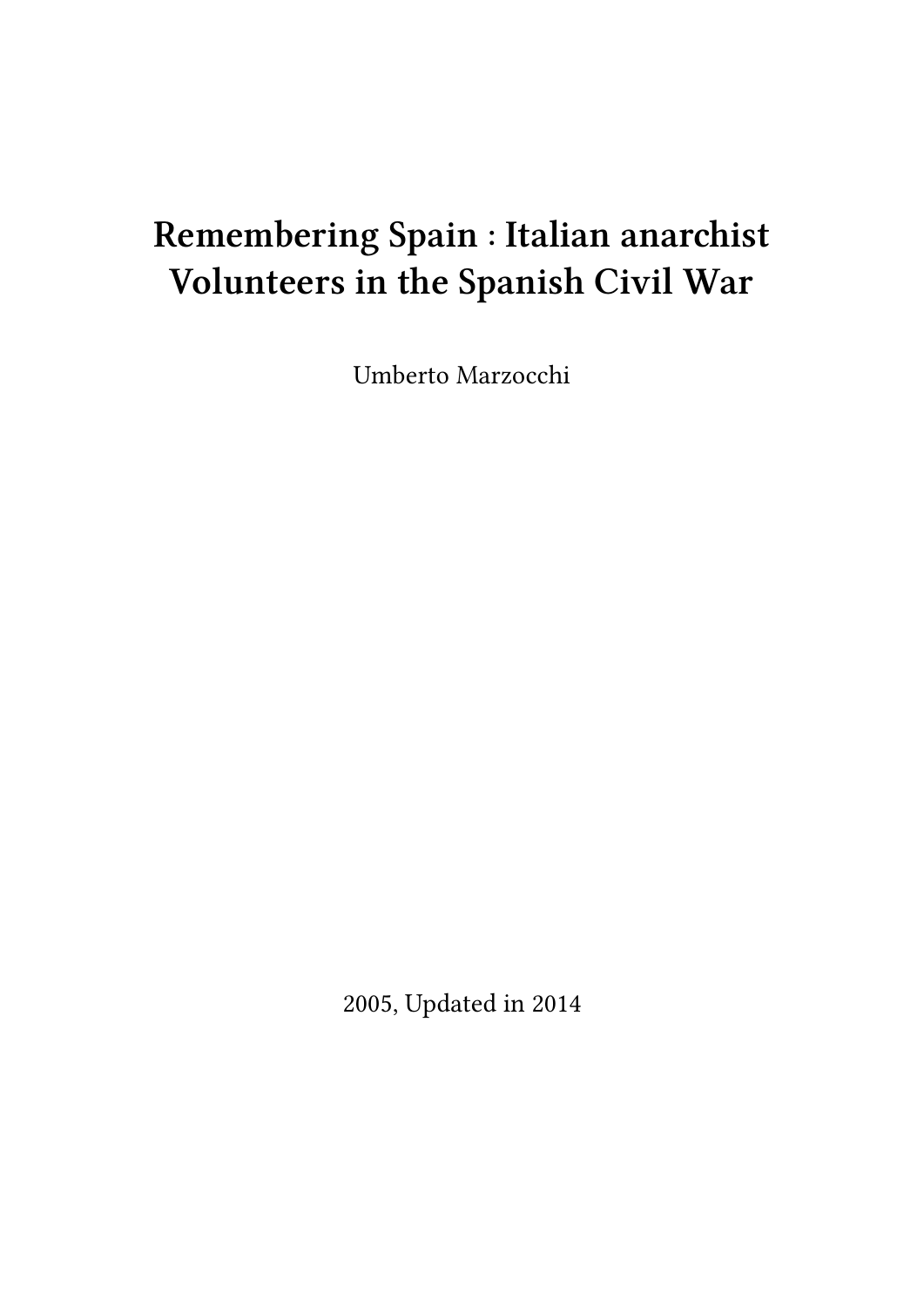# Remembering Spain : Italian anarchist Volunteers in the Spanish Civil War

Umberto Marzocchi

2005, Updated in 2014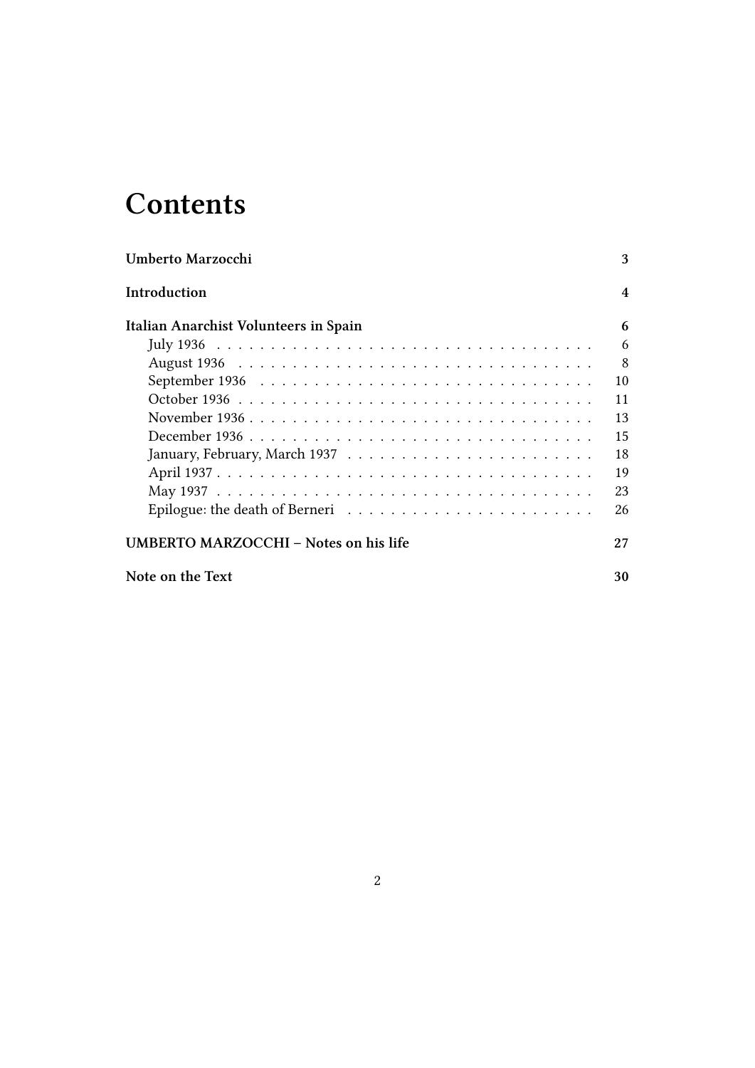# Contents

**Umberto Marzocchi** 3

**Introduction** 4

**Italian Anarchist Volunteers in Spain** 6

- July 1936 6
- August 1936 8
- September 1936 10
- October 1936 11
- November 1936 13
- December 1936 15
- January, February, March 1937 18
- April 1937 19
- May 1937 23
- Epilogue: the death of Berneri 26

**UMBERTO MARZOCCHI – Notes on his life** 27

**Note on the Text** 30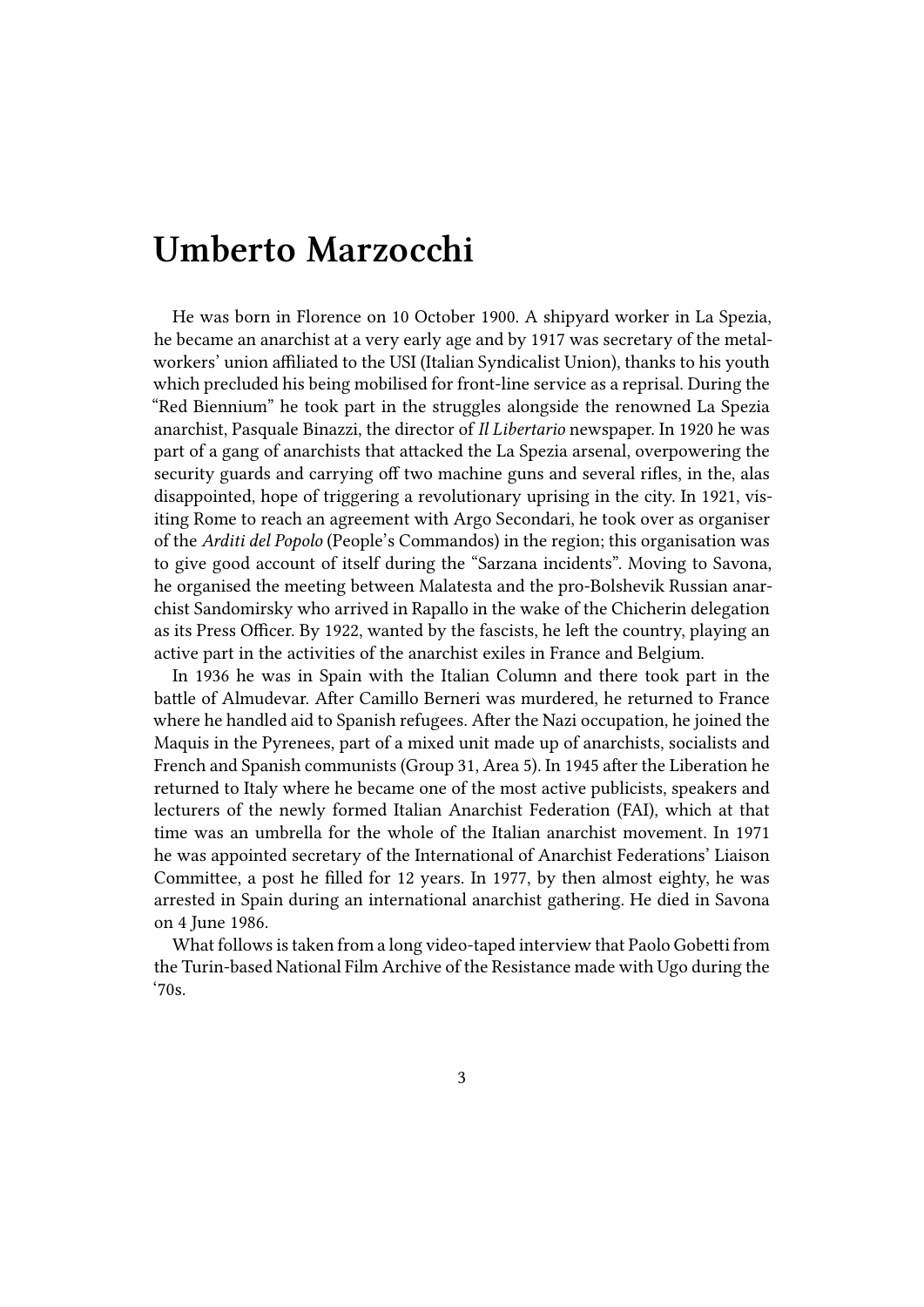# Umberto Marzocchi

He was born in Florence on 10 October 1900. A shipyard worker in La Spezia, he became an anarchist at a very early age and by 1917 was secretary of the metal-workers' union affiliated to the USI (Italian Syndicalist Union), thanks to his youth which precluded his being mobilised for front-line service as a reprisal. During the "Red Biennium" he took part in the struggles alongside the renowned La Spezia anarchist, Pasquale Binazzi, the director of *Il Libertario* newspaper. In 1920 he was part of a gang of anarchists that attacked the La Spezia arsenal, overpowering the security guards and carrying off two machine guns and several rifles, in the, alas disappointed, hope of triggering a revolutionary uprising in the city. In 1921, visiting Rome to reach an agreement with Argo Secondari, he took over as organiser of the *Arditi del Popolo* (People's Commandos) in the region; this organisation was to give good account of itself during the "Sarzana incidents". Moving to Savona, he organised the meeting between Malatesta and the pro-Bolshevik Russian anarchist Sandomirsky who arrived in Rapallo in the wake of the Chicherin delegation as its Press Officer. By 1922, wanted by the fascists, he left the country, playing an active part in the activities of the anarchist exiles in France and Belgium.

In 1936 he was in Spain with the Italian Column and there took part in the battle of Almudevar. After Camillo Berneri was murdered, he returned to France where he handled aid to Spanish refugees. After the Nazi occupation, he joined the Maquis in the Pyrenees, part of a mixed unit made up of anarchists, socialists and French and Spanish communists (Group 31, Area 5). In 1945 after the Liberation he returned to Italy where he became one of the most active publicists, speakers and lecturers of the newly formed Italian Anarchist Federation (FAI), which at that time was an umbrella for the whole of the Italian anarchist movement. In 1971 he was appointed secretary of the International of Anarchist Federations' Liaison Committee, a post he filled for 12 years. In 1977, by then almost eighty, he was arrested in Spain during an international anarchist gathering. He died in Savona on 4 June 1986.

What follows is taken from a long video-taped interview that Paolo Gobetti from the Turin-based National Film Archive of the Resistance made with Ugo during the '70s.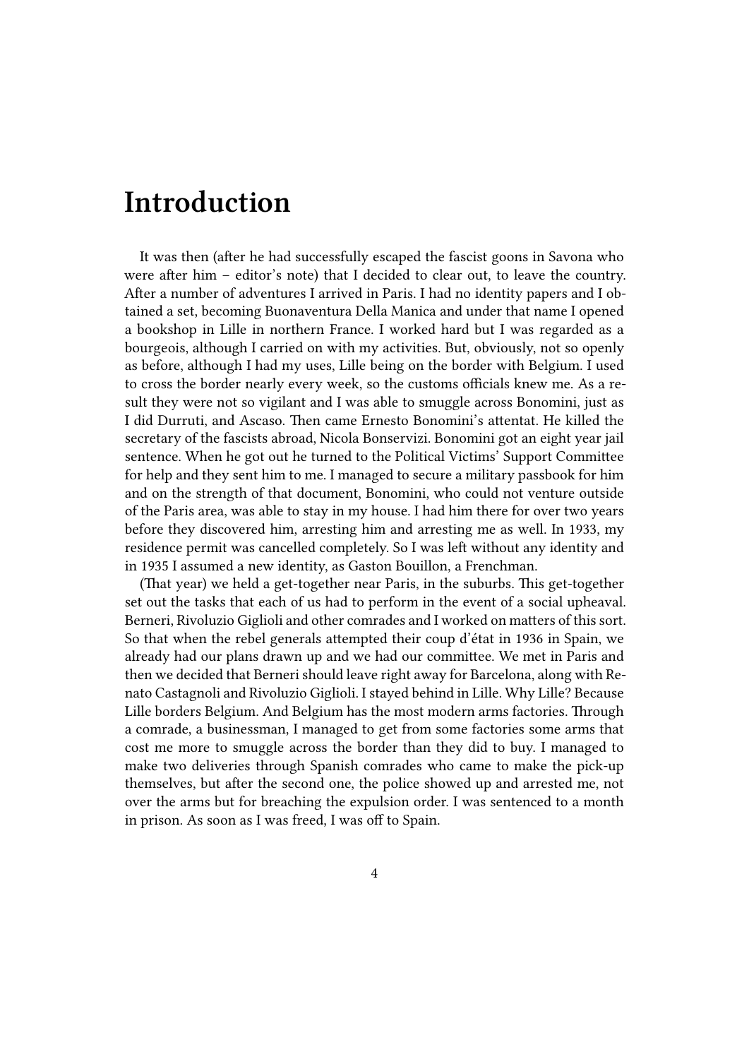# Introduction

It was then (after he had successfully escaped the fascist goons in Savona who were after him – editor's note) that I decided to clear out, to leave the country. After a number of adventures I arrived in Paris. I had no identity papers and I obtained a set, becoming Buonaventura Della Manica and under that name I opened a bookshop in Lille in northern France. I worked hard but I was regarded as a bourgeois, although I carried on with my activities. But, obviously, not so openly as before, although I had my uses, Lille being on the border with Belgium. I used to cross the border nearly every week, so the customs officials knew me. As a result they were not so vigilant and I was able to smuggle across Bonomini, just as I did Durruti, and Ascaso. Then came Ernesto Bonomini's attentat. He killed the secretary of the fascists abroad, Nicola Bonservizi. Bonomini got an eight year jail sentence. When he got out he turned to the Political Victims' Support Committee for help and they sent him to me. I managed to secure a military passbook for him and on the strength of that document, Bonomini, who could not venture outside of the Paris area, was able to stay in my house. I had him there for over two years before they discovered him, arresting him and arresting me as well. In 1933, my residence permit was cancelled completely. So I was left without any identity and in 1935 I assumed a new identity, as Gaston Bouillon, a Frenchman.

(That year) we held a get-together near Paris, in the suburbs. This get-together set out the tasks that each of us had to perform in the event of a social upheaval. Berneri, Rivoluzio Giglioli and other comrades and I worked on matters of this sort. So that when the rebel generals attempted their coup d'état in 1936 in Spain, we already had our plans drawn up and we had our committee. We met in Paris and then we decided that Berneri should leave right away for Barcelona, along with Renato Castagnoli and Rivoluzio Giglioli. I stayed behind in Lille. Why Lille? Because Lille borders Belgium. And Belgium has the most modern arms factories. Through a comrade, a businessman, I managed to get from some factories some arms that cost me more to smuggle across the border than they did to buy. I managed to make two deliveries through Spanish comrades who came to make the pick-up themselves, but after the second one, the police showed up and arrested me, not over the arms but for breaching the expulsion order. I was sentenced to a month in prison. As soon as I was freed, I was off to Spain.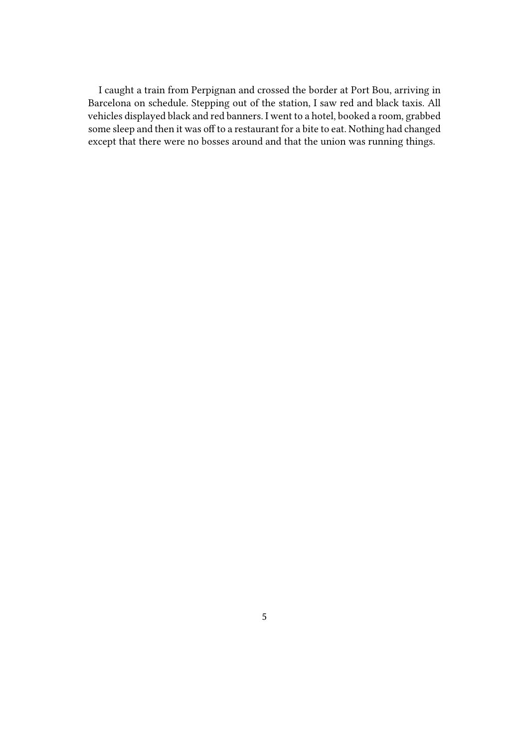I caught a train from Perpignan and crossed the border at Port Bou, arriving in Barcelona on schedule. Stepping out of the station, I saw red and black taxis. All vehicles displayed black and red banners. I went to a hotel, booked a room, grabbed some sleep and then it was off to a restaurant for a bite to eat. Nothing had changed except that there were no bosses around and that the union was running things.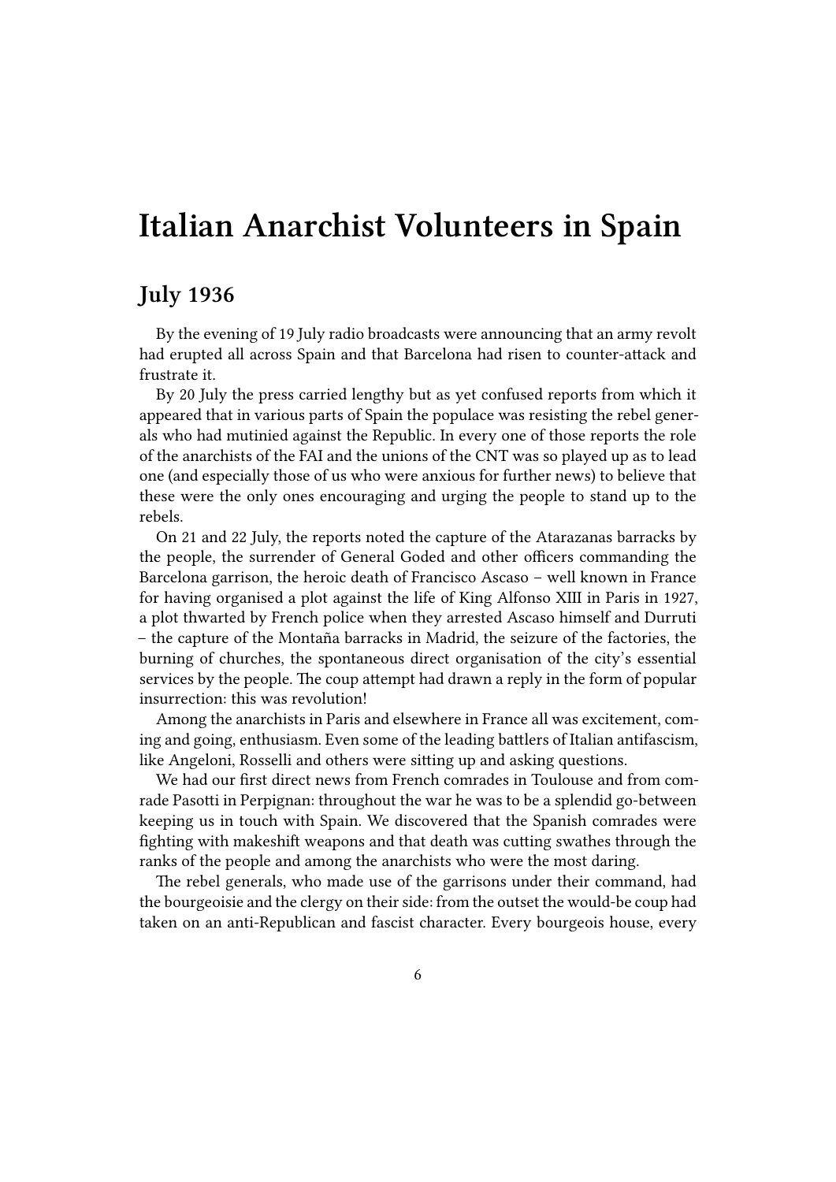# Italian Anarchist Volunteers in Spain

## July 1936

By the evening of 19 July radio broadcasts were announcing that an army revolt had erupted all across Spain and that Barcelona had risen to counter-attack and frustrate it.

By 20 July the press carried lengthy but as yet confused reports from which it appeared that in various parts of Spain the populace was resisting the rebel generals who had mutinied against the Republic. In every one of those reports the role of the anarchists of the FAI and the unions of the CNT was so played up as to lead one (and especially those of us who were anxious for further news) to believe that these were the only ones encouraging and urging the people to stand up to the rebels.

On 21 and 22 July, the reports noted the capture of the Atarazanas barracks by the people, the surrender of General Goded and other officers commanding the Barcelona garrison, the heroic death of Francisco Ascaso – well known in France for having organised a plot against the life of King Alfonso XIII in Paris in 1927, a plot thwarted by French police when they arrested Ascaso himself and Durruti – the capture of the Montaña barracks in Madrid, the seizure of the factories, the burning of churches, the spontaneous direct organisation of the city's essential services by the people. The coup attempt had drawn a reply in the form of popular insurrection: this was revolution!

Among the anarchists in Paris and elsewhere in France all was excitement, coming and going, enthusiasm. Even some of the leading battlers of Italian antifascism, like Angeloni, Rosselli and others were sitting up and asking questions.

We had our first direct news from French comrades in Toulouse and from comrade Pasotti in Perpignan: throughout the war he was to be a splendid go-between keeping us in touch with Spain. We discovered that the Spanish comrades were fighting with makeshift weapons and that death was cutting swathes through the ranks of the people and among the anarchists who were the most daring.

The rebel generals, who made use of the garrisons under their command, had the bourgeoisie and the clergy on their side: from the outset the would-be coup had taken on an anti-Republican and fascist character. Every bourgeois house, every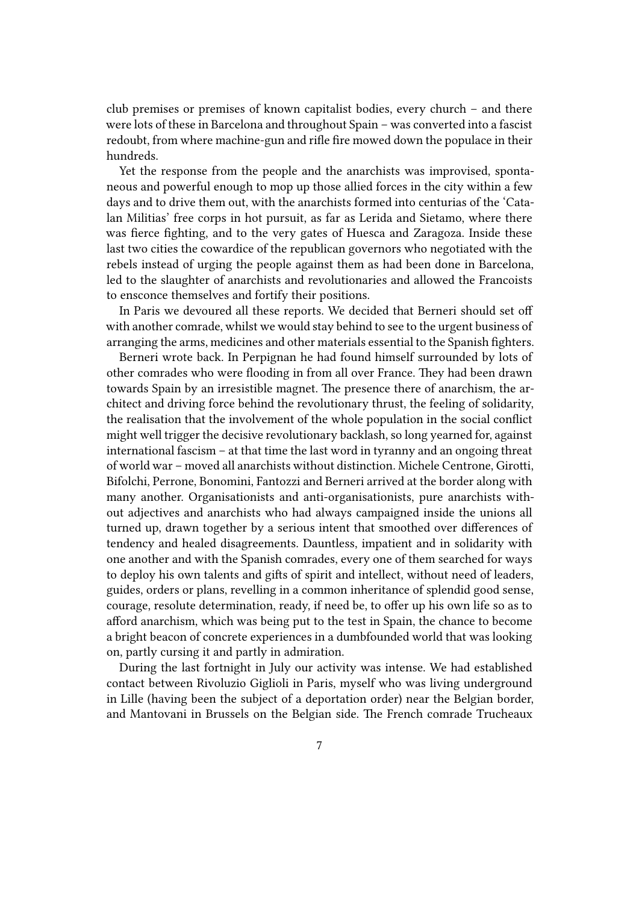club premises or premises of known capitalist bodies, every church – and there were lots of these in Barcelona and throughout Spain – was converted into a fascist redoubt, from where machine-gun and rifle fire mowed down the populace in their hundreds.

Yet the response from the people and the anarchists was improvised, spontaneous and powerful enough to mop up those allied forces in the city within a few days and to drive them out, with the anarchists formed into centurias of the 'Catalan Militias' free corps in hot pursuit, as far as Lerida and Sietamo, where there was fierce fighting, and to the very gates of Huesca and Zaragoza. Inside these last two cities the cowardice of the republican governors who negotiated with the rebels instead of urging the people against them as had been done in Barcelona, led to the slaughter of anarchists and revolutionaries and allowed the Francoists to ensconce themselves and fortify their positions.

In Paris we devoured all these reports. We decided that Berneri should set off with another comrade, whilst we would stay behind to see to the urgent business of arranging the arms, medicines and other materials essential to the Spanish fighters.

Berneri wrote back. In Perpignan he had found himself surrounded by lots of other comrades who were flooding in from all over France. They had been drawn towards Spain by an irresistible magnet. The presence there of anarchism, the architect and driving force behind the revolutionary thrust, the feeling of solidarity, the realisation that the involvement of the whole population in the social conflict might well trigger the decisive revolutionary backlash, so long yearned for, against international fascism – at that time the last word in tyranny and an ongoing threat of world war – moved all anarchists without distinction. Michele Centrone, Girotti, Bifolchi, Perrone, Bonomini, Fantozzi and Berneri arrived at the border along with many another. Organisationists and anti-organisationists, pure anarchists without adjectives and anarchists who had always campaigned inside the unions all turned up, drawn together by a serious intent that smoothed over differences of tendency and healed disagreements. Dauntless, impatient and in solidarity with one another and with the Spanish comrades, every one of them searched for ways to deploy his own talents and gifts of spirit and intellect, without need of leaders, guides, orders or plans, revelling in a common inheritance of splendid good sense, courage, resolute determination, ready, if need be, to offer up his own life so as to afford anarchism, which was being put to the test in Spain, the chance to become a bright beacon of concrete experiences in a dumbfounded world that was looking on, partly cursing it and partly in admiration.

During the last fortnight in July our activity was intense. We had established contact between Rivoluzio Giglioli in Paris, myself who was living underground in Lille (having been the subject of a deportation order) near the Belgian border, and Mantovani in Brussels on the Belgian side. The French comrade Trucheaux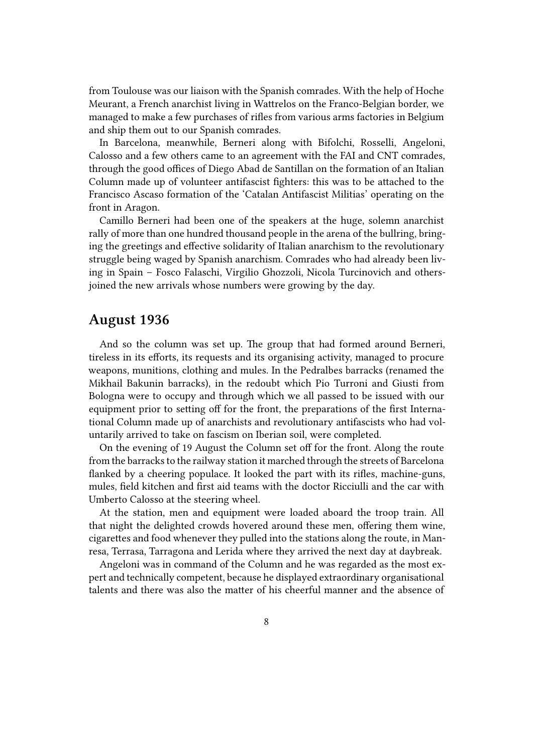from Toulouse was our liaison with the Spanish comrades. With the help of Hoche Meurant, a French anarchist living in Wattrelos on the Franco-Belgian border, we managed to make a few purchases of rifles from various arms factories in Belgium and ship them out to our Spanish comrades.

In Barcelona, meanwhile, Berneri along with Bifolchi, Rosselli, Angeloni, Calosso and a few others came to an agreement with the FAI and CNT comrades, through the good offices of Diego Abad de Santillan on the formation of an Italian Column made up of volunteer antifascist fighters: this was to be attached to the Francisco Ascaso formation of the 'Catalan Antifascist Militias' operating on the front in Aragon.

Camillo Berneri had been one of the speakers at the huge, solemn anarchist rally of more than one hundred thousand people in the arena of the bullring, bringing the greetings and effective solidarity of Italian anarchism to the revolutionary struggle being waged by Spanish anarchism. Comrades who had already been living in Spain – Fosco Falaschi, Virgilio Ghozzoli, Nicola Turcinovich and others-joined the new arrivals whose numbers were growing by the day.

## August 1936

And so the column was set up. The group that had formed around Berneri, tireless in its efforts, its requests and its organising activity, managed to procure weapons, munitions, clothing and mules. In the Pedralbes barracks (renamed the Mikhail Bakunin barracks), in the redoubt which Pio Turroni and Giusti from Bologna were to occupy and through which we all passed to be issued with our equipment prior to setting off for the front, the preparations of the first International Column made up of anarchists and revolutionary antifascists who had voluntarily arrived to take on fascism on Iberian soil, were completed.

On the evening of 19 August the Column set off for the front. Along the route from the barracks to the railway station it marched through the streets of Barcelona flanked by a cheering populace. It looked the part with its rifles, machine-guns, mules, field kitchen and first aid teams with the doctor Ricciulli and the car with Umberto Calosso at the steering wheel.

At the station, men and equipment were loaded aboard the troop train. All that night the delighted crowds hovered around these men, offering them wine, cigarettes and food whenever they pulled into the stations along the route, in Manresa, Terrasa, Tarragona and Lerida where they arrived the next day at daybreak.

Angeloni was in command of the Column and he was regarded as the most expert and technically competent, because he displayed extraordinary organisational talents and there was also the matter of his cheerful manner and the absence of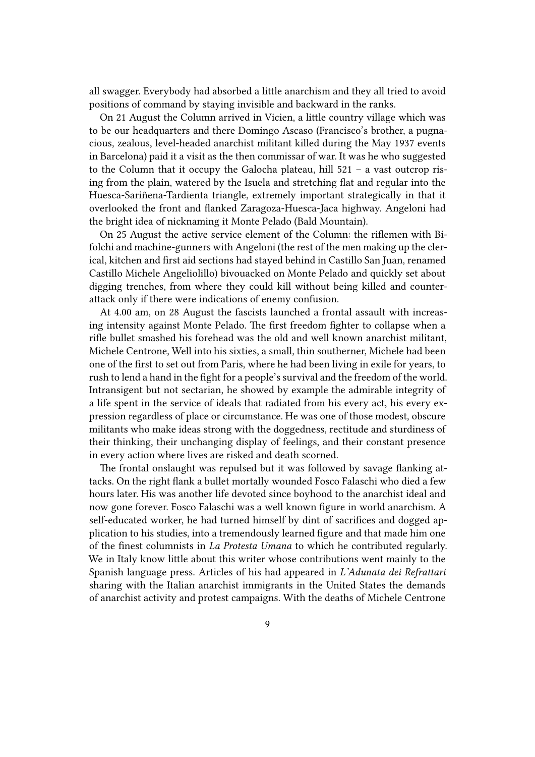all swagger. Everybody had absorbed a little anarchism and they all tried to avoid positions of command by staying invisible and backward in the ranks.

On 21 August the Column arrived in Vicien, a little country village which was to be our headquarters and there Domingo Ascaso (Francisco's brother, a pugnacious, zealous, level-headed anarchist militant killed during the May 1937 events in Barcelona) paid it a visit as the then commissar of war. It was he who suggested to the Column that it occupy the Galocha plateau, hill 521 – a vast outcrop rising from the plain, watered by the Isuela and stretching flat and regular into the Huesca-Sariñena-Tardienta triangle, extremely important strategically in that it overlooked the front and flanked Zaragoza-Huesca-Jaca highway. Angeloni had the bright idea of nicknaming it Monte Pelado (Bald Mountain).

On 25 August the active service element of the Column: the riflemen with Bifolchi and machine-gunners with Angeloni (the rest of the men making up the clerical, kitchen and first aid sections had stayed behind in Castillo San Juan, renamed Castillo Michele Angeliolillo) bivouacked on Monte Pelado and quickly set about digging trenches, from where they could kill without being killed and counterattack only if there were indications of enemy confusion.

At 4.00 am, on 28 August the fascists launched a frontal assault with increasing intensity against Monte Pelado. The first freedom fighter to collapse when a rifle bullet smashed his forehead was the old and well known anarchist militant, Michele Centrone, Well into his sixties, a small, thin southerner, Michele had been one of the first to set out from Paris, where he had been living in exile for years, to rush to lend a hand in the fight for a people's survival and the freedom of the world. Intransigent but not sectarian, he showed by example the admirable integrity of a life spent in the service of ideals that radiated from his every act, his every expression regardless of place or circumstance. He was one of those modest, obscure militants who make ideas strong with the doggedness, rectitude and sturdiness of their thinking, their unchanging display of feelings, and their constant presence in every action where lives are risked and death scorned.

The frontal onslaught was repulsed but it was followed by savage flanking attacks. On the right flank a bullet mortally wounded Fosco Falaschi who died a few hours later. His was another life devoted since boyhood to the anarchist ideal and now gone forever. Fosco Falaschi was a well known figure in world anarchism. A self-educated worker, he had turned himself by dint of sacrifices and dogged application to his studies, into a tremendously learned figure and that made him one of the finest columnists in *La Protesta Umana* to which he contributed regularly. We in Italy know little about this writer whose contributions went mainly to the Spanish language press. Articles of his had appeared in *L'Adunata dei Refrattari* sharing with the Italian anarchist immigrants in the United States the demands of anarchist activity and protest campaigns. With the deaths of Michele Centrone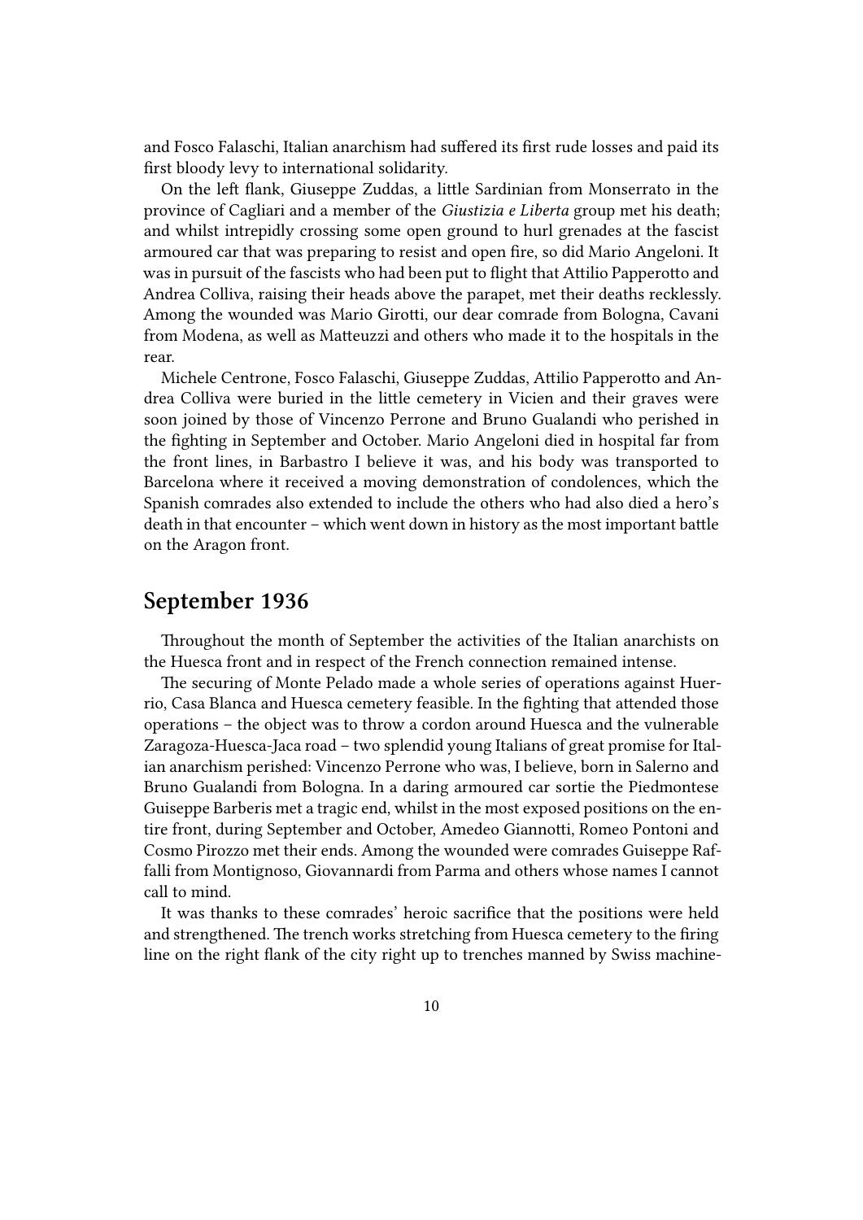and Fosco Falaschi, Italian anarchism had suffered its first rude losses and paid its first bloody levy to international solidarity.

On the left flank, Giuseppe Zuddas, a little Sardinian from Monserrato in the province of Cagliari and a member of the *Giustizia e Liberta* group met his death; and whilst intrepidly crossing some open ground to hurl grenades at the fascist armoured car that was preparing to resist and open fire, so did Mario Angeloni. It was in pursuit of the fascists who had been put to flight that Attilio Papperotto and Andrea Colliva, raising their heads above the parapet, met their deaths recklessly. Among the wounded was Mario Girotti, our dear comrade from Bologna, Cavani from Modena, as well as Matteuzzi and others who made it to the hospitals in the rear.

Michele Centrone, Fosco Falaschi, Giuseppe Zuddas, Attilio Papperotto and Andrea Colliva were buried in the little cemetery in Vicien and their graves were soon joined by those of Vincenzo Perrone and Bruno Gualandi who perished in the fighting in September and October. Mario Angeloni died in hospital far from the front lines, in Barbastro I believe it was, and his body was transported to Barcelona where it received a moving demonstration of condolences, which the Spanish comrades also extended to include the others who had also died a hero's death in that encounter – which went down in history as the most important battle on the Aragon front.

## September 1936

Throughout the month of September the activities of the Italian anarchists on the Huesca front and in respect of the French connection remained intense.

The securing of Monte Pelado made a whole series of operations against Huerrio, Casa Blanca and Huesca cemetery feasible. In the fighting that attended those operations – the object was to throw a cordon around Huesca and the vulnerable Zaragoza-Huesca-Jaca road – two splendid young Italians of great promise for Italian anarchism perished: Vincenzo Perrone who was, I believe, born in Salerno and Bruno Gualandi from Bologna. In a daring armoured car sortie the Piedmontese Guiseppe Barberis met a tragic end, whilst in the most exposed positions on the entire front, during September and October, Amedeo Giannotti, Romeo Pontoni and Cosmo Pirozzo met their ends. Among the wounded were comrades Guiseppe Raffalli from Montignoso, Giovannardi from Parma and others whose names I cannot call to mind.

It was thanks to these comrades' heroic sacrifice that the positions were held and strengthened. The trench works stretching from Huesca cemetery to the firing line on the right flank of the city right up to trenches manned by Swiss machine-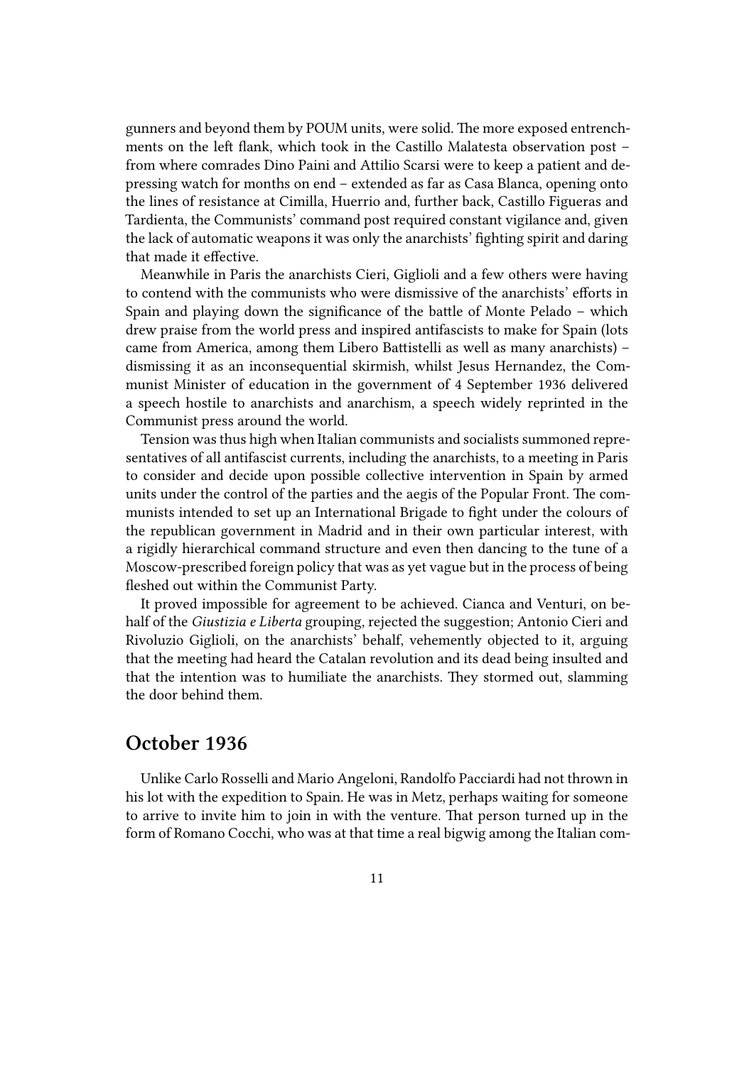gunners and beyond them by POUM units, were solid. The more exposed entrenchments on the left flank, which took in the Castillo Malatesta observation post – from where comrades Dino Paini and Attilio Scarsi were to keep a patient and depressing watch for months on end – extended as far as Casa Blanca, opening onto the lines of resistance at Cimilla, Huerrio and, further back, Castillo Figueras and Tardienta, the Communists' command post required constant vigilance and, given the lack of automatic weapons it was only the anarchists' fighting spirit and daring that made it effective.

Meanwhile in Paris the anarchists Cieri, Giglioli and a few others were having to contend with the communists who were dismissive of the anarchists' efforts in Spain and playing down the significance of the battle of Monte Pelado – which drew praise from the world press and inspired antifascists to make for Spain (lots came from America, among them Libero Battistelli as well as many anarchists) – dismissing it as an inconsequential skirmish, whilst Jesus Hernandez, the Communist Minister of education in the government of 4 September 1936 delivered a speech hostile to anarchists and anarchism, a speech widely reprinted in the Communist press around the world.

Tension was thus high when Italian communists and socialists summoned representatives of all antifascist currents, including the anarchists, to a meeting in Paris to consider and decide upon possible collective intervention in Spain by armed units under the control of the parties and the aegis of the Popular Front. The communists intended to set up an International Brigade to fight under the colours of the republican government in Madrid and in their own particular interest, with a rigidly hierarchical command structure and even then dancing to the tune of a Moscow-prescribed foreign policy that was as yet vague but in the process of being fleshed out within the Communist Party.

It proved impossible for agreement to be achieved. Cianca and Venturi, on behalf of the *Giustizia e Liberta* grouping, rejected the suggestion; Antonio Cieri and Rivoluzio Giglioli, on the anarchists' behalf, vehemently objected to it, arguing that the meeting had heard the Catalan revolution and its dead being insulted and that the intention was to humiliate the anarchists. They stormed out, slamming the door behind them.

## October 1936

Unlike Carlo Rosselli and Mario Angeloni, Randolfo Pacciardi had not thrown in his lot with the expedition to Spain. He was in Metz, perhaps waiting for someone to arrive to invite him to join in with the venture. That person turned up in the form of Romano Cocchi, who was at that time a real bigwig among the Italian com-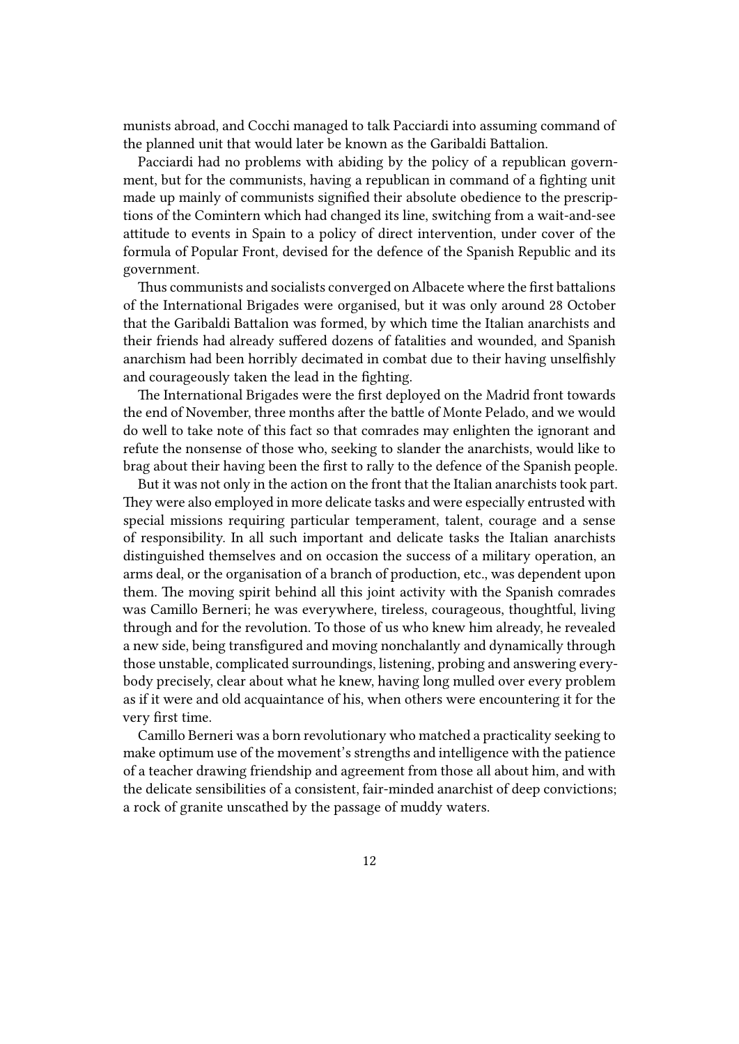munists abroad, and Cocchi managed to talk Pacciardi into assuming command of the planned unit that would later be known as the Garibaldi Battalion.

Pacciardi had no problems with abiding by the policy of a republican government, but for the communists, having a republican in command of a fighting unit made up mainly of communists signified their absolute obedience to the prescriptions of the Comintern which had changed its line, switching from a wait-and-see attitude to events in Spain to a policy of direct intervention, under cover of the formula of Popular Front, devised for the defence of the Spanish Republic and its government.

Thus communists and socialists converged on Albacete where the first battalions of the International Brigades were organised, but it was only around 28 October that the Garibaldi Battalion was formed, by which time the Italian anarchists and their friends had already suffered dozens of fatalities and wounded, and Spanish anarchism had been horribly decimated in combat due to their having unselfishly and courageously taken the lead in the fighting.

The International Brigades were the first deployed on the Madrid front towards the end of November, three months after the battle of Monte Pelado, and we would do well to take note of this fact so that comrades may enlighten the ignorant and refute the nonsense of those who, seeking to slander the anarchists, would like to brag about their having been the first to rally to the defence of the Spanish people.

But it was not only in the action on the front that the Italian anarchists took part. They were also employed in more delicate tasks and were especially entrusted with special missions requiring particular temperament, talent, courage and a sense of responsibility. In all such important and delicate tasks the Italian anarchists distinguished themselves and on occasion the success of a military operation, an arms deal, or the organisation of a branch of production, etc., was dependent upon them. The moving spirit behind all this joint activity with the Spanish comrades was Camillo Berneri; he was everywhere, tireless, courageous, thoughtful, living through and for the revolution. To those of us who knew him already, he revealed a new side, being transfigured and moving nonchalantly and dynamically through those unstable, complicated surroundings, listening, probing and answering everybody precisely, clear about what he knew, having long mulled over every problem as if it were and old acquaintance of his, when others were encountering it for the very first time.

Camillo Berneri was a born revolutionary who matched a practicality seeking to make optimum use of the movement's strengths and intelligence with the patience of a teacher drawing friendship and agreement from those all about him, and with the delicate sensibilities of a consistent, fair-minded anarchist of deep convictions; a rock of granite unscathed by the passage of muddy waters.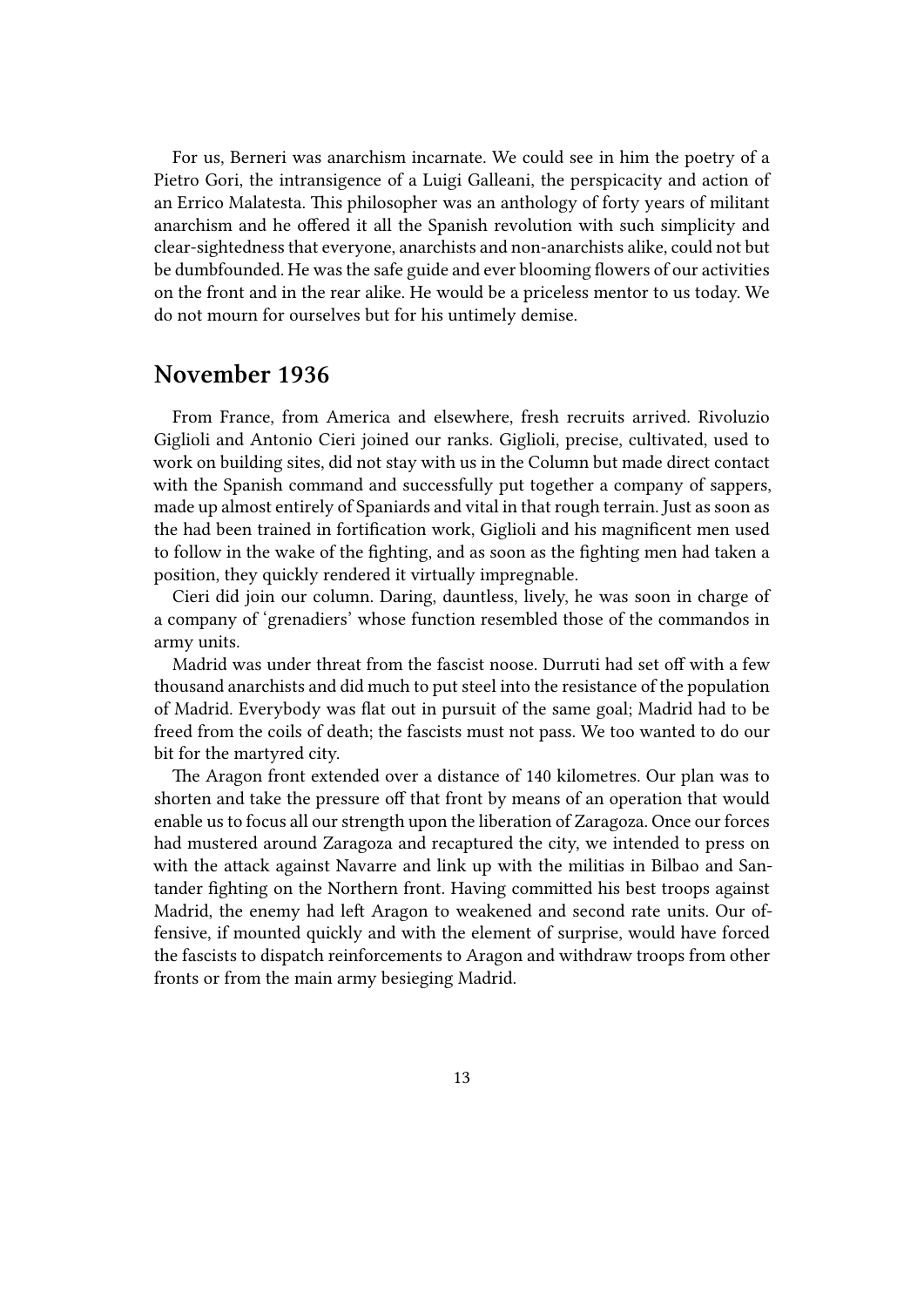For us, Berneri was anarchism incarnate. We could see in him the poetry of a Pietro Gori, the intransigence of a Luigi Galleani, the perspicacity and action of an Errico Malatesta. This philosopher was an anthology of forty years of militant anarchism and he offered it all the Spanish revolution with such simplicity and clear-sightedness that everyone, anarchists and non-anarchists alike, could not but be dumbfounded. He was the safe guide and ever blooming flowers of our activities on the front and in the rear alike. He would be a priceless mentor to us today. We do not mourn for ourselves but for his untimely demise.

## November 1936

From France, from America and elsewhere, fresh recruits arrived. Rivoluzio Giglioli and Antonio Cieri joined our ranks. Giglioli, precise, cultivated, used to work on building sites, did not stay with us in the Column but made direct contact with the Spanish command and successfully put together a company of sappers, made up almost entirely of Spaniards and vital in that rough terrain. Just as soon as the had been trained in fortification work, Giglioli and his magnificent men used to follow in the wake of the fighting, and as soon as the fighting men had taken a position, they quickly rendered it virtually impregnable.

Cieri did join our column. Daring, dauntless, lively, he was soon in charge of a company of 'grenadiers' whose function resembled those of the commandos in army units.

Madrid was under threat from the fascist noose. Durruti had set off with a few thousand anarchists and did much to put steel into the resistance of the population of Madrid. Everybody was flat out in pursuit of the same goal; Madrid had to be freed from the coils of death; the fascists must not pass. We too wanted to do our bit for the martyred city.

The Aragon front extended over a distance of 140 kilometres. Our plan was to shorten and take the pressure off that front by means of an operation that would enable us to focus all our strength upon the liberation of Zaragoza. Once our forces had mustered around Zaragoza and recaptured the city, we intended to press on with the attack against Navarre and link up with the militias in Bilbao and Santander fighting on the Northern front. Having committed his best troops against Madrid, the enemy had left Aragon to weakened and second rate units. Our offensive, if mounted quickly and with the element of surprise, would have forced the fascists to dispatch reinforcements to Aragon and withdraw troops from other fronts or from the main army besieging Madrid.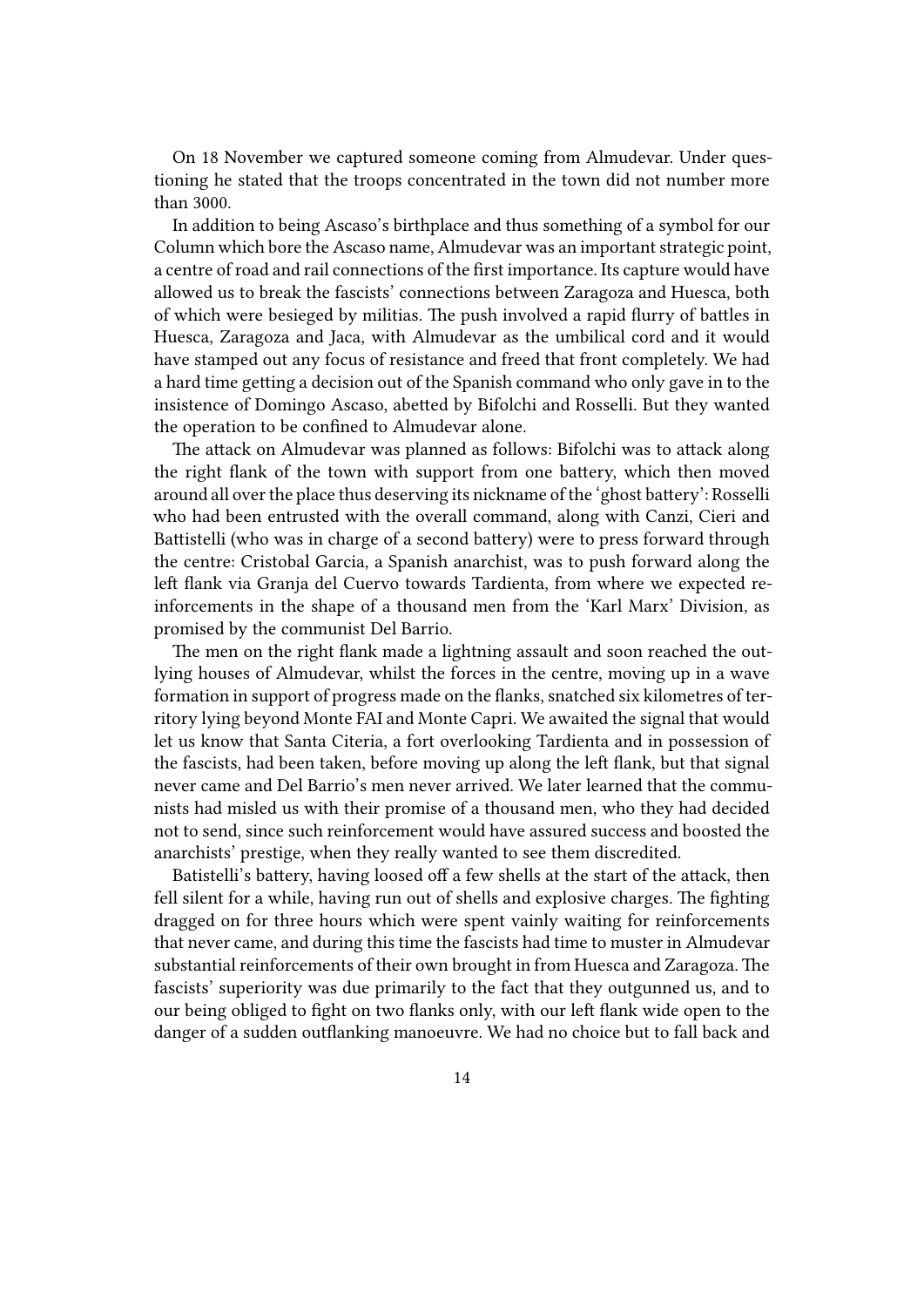On 18 November we captured someone coming from Almudevar. Under questioning he stated that the troops concentrated in the town did not number more than 3000.

In addition to being Ascaso's birthplace and thus something of a symbol for our Column which bore the Ascaso name, Almudevar was an important strategic point, a centre of road and rail connections of the first importance. Its capture would have allowed us to break the fascists' connections between Zaragoza and Huesca, both of which were besieged by militias. The push involved a rapid flurry of battles in Huesca, Zaragoza and Jaca, with Almudevar as the umbilical cord and it would have stamped out any focus of resistance and freed that front completely. We had a hard time getting a decision out of the Spanish command who only gave in to the insistence of Domingo Ascaso, abetted by Bifolchi and Rosselli. But they wanted the operation to be confined to Almudevar alone.

The attack on Almudevar was planned as follows: Bifolchi was to attack along the right flank of the town with support from one battery, which then moved around all over the place thus deserving its nickname of the 'ghost battery': Rosselli who had been entrusted with the overall command, along with Canzi, Cieri and Battistelli (who was in charge of a second battery) were to press forward through the centre: Cristobal Garcia, a Spanish anarchist, was to push forward along the left flank via Granja del Cuervo towards Tardienta, from where we expected reinforcements in the shape of a thousand men from the 'Karl Marx' Division, as promised by the communist Del Barrio.

The men on the right flank made a lightning assault and soon reached the outlying houses of Almudevar, whilst the forces in the centre, moving up in a wave formation in support of progress made on the flanks, snatched six kilometres of territory lying beyond Monte FAI and Monte Capri. We awaited the signal that would let us know that Santa Citeria, a fort overlooking Tardienta and in possession of the fascists, had been taken, before moving up along the left flank, but that signal never came and Del Barrio's men never arrived. We later learned that the communists had misled us with their promise of a thousand men, who they had decided not to send, since such reinforcement would have assured success and boosted the anarchists' prestige, when they really wanted to see them discredited.

Batistelli's battery, having loosed off a few shells at the start of the attack, then fell silent for a while, having run out of shells and explosive charges. The fighting dragged on for three hours which were spent vainly waiting for reinforcements that never came, and during this time the fascists had time to muster in Almudevar substantial reinforcements of their own brought in from Huesca and Zaragoza. The fascists' superiority was due primarily to the fact that they outgunned us, and to our being obliged to fight on two flanks only, with our left flank wide open to the danger of a sudden outflanking manoeuvre. We had no choice but to fall back and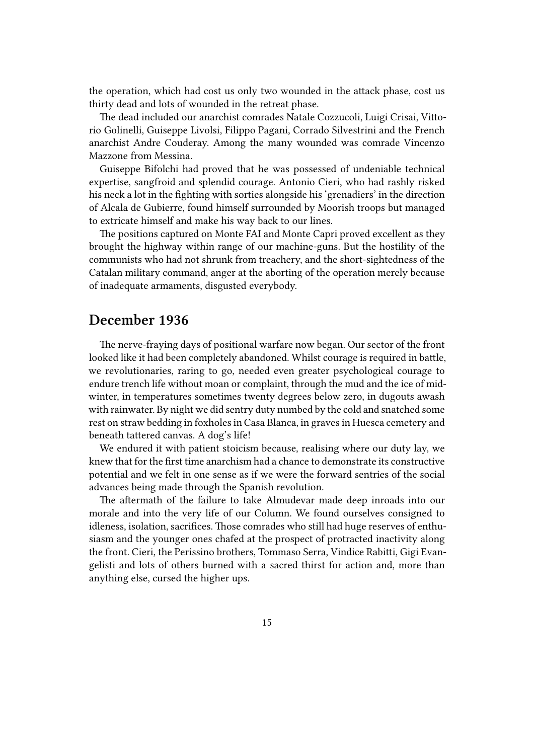the operation, which had cost us only two wounded in the attack phase, cost us thirty dead and lots of wounded in the retreat phase.

The dead included our anarchist comrades Natale Cozzucoli, Luigi Crisai, Vittorio Golinelli, Guiseppe Livolsi, Filippo Pagani, Corrado Silvestrini and the French anarchist Andre Couderay. Among the many wounded was comrade Vincenzo Mazzone from Messina.

Guiseppe Bifolchi had proved that he was possessed of undeniable technical expertise, sangfroid and splendid courage. Antonio Cieri, who had rashly risked his neck a lot in the fighting with sorties alongside his 'grenadiers' in the direction of Alcala de Gubierre, found himself surrounded by Moorish troops but managed to extricate himself and make his way back to our lines.

The positions captured on Monte FAI and Monte Capri proved excellent as they brought the highway within range of our machine-guns. But the hostility of the communists who had not shrunk from treachery, and the short-sightedness of the Catalan military command, anger at the aborting of the operation merely because of inadequate armaments, disgusted everybody.

## December 1936

The nerve-fraying days of positional warfare now began. Our sector of the front looked like it had been completely abandoned. Whilst courage is required in battle, we revolutionaries, raring to go, needed even greater psychological courage to endure trench life without moan or complaint, through the mud and the ice of midwinter, in temperatures sometimes twenty degrees below zero, in dugouts awash with rainwater. By night we did sentry duty numbed by the cold and snatched some rest on straw bedding in foxholes in Casa Blanca, in graves in Huesca cemetery and beneath tattered canvas. A dog's life!

We endured it with patient stoicism because, realising where our duty lay, we knew that for the first time anarchism had a chance to demonstrate its constructive potential and we felt in one sense as if we were the forward sentries of the social advances being made through the Spanish revolution.

The aftermath of the failure to take Almudevar made deep inroads into our morale and into the very life of our Column. We found ourselves consigned to idleness, isolation, sacrifices. Those comrades who still had huge reserves of enthusiasm and the younger ones chafed at the prospect of protracted inactivity along the front. Cieri, the Perissino brothers, Tommaso Serra, Vindice Rabitti, Gigi Evangelisti and lots of others burned with a sacred thirst for action and, more than anything else, cursed the higher ups.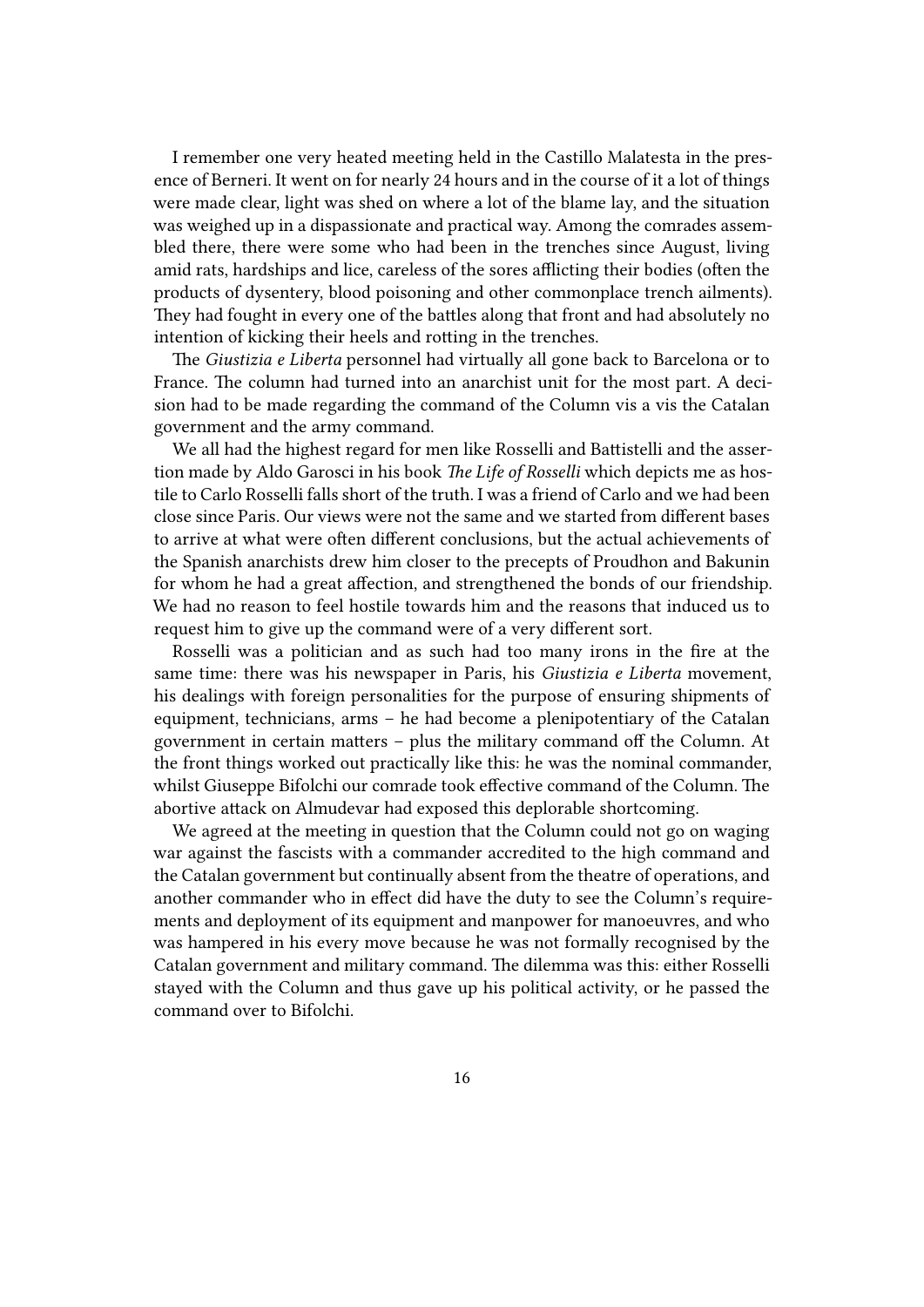I remember one very heated meeting held in the Castillo Malatesta in the presence of Berneri. It went on for nearly 24 hours and in the course of it a lot of things were made clear, light was shed on where a lot of the blame lay, and the situation was weighed up in a dispassionate and practical way. Among the comrades assembled there, there were some who had been in the trenches since August, living amid rats, hardships and lice, careless of the sores afflicting their bodies (often the products of dysentery, blood poisoning and other commonplace trench ailments). They had fought in every one of the battles along that front and had absolutely no intention of kicking their heels and rotting in the trenches.

The *Giustizia e Liberta* personnel had virtually all gone back to Barcelona or to France. The column had turned into an anarchist unit for the most part. A decision had to be made regarding the command of the Column vis a vis the Catalan government and the army command.

We all had the highest regard for men like Rosselli and Battistelli and the assertion made by Aldo Garosci in his book *The Life of Rosselli* which depicts me as hostile to Carlo Rosselli falls short of the truth. I was a friend of Carlo and we had been close since Paris. Our views were not the same and we started from different bases to arrive at what were often different conclusions, but the actual achievements of the Spanish anarchists drew him closer to the precepts of Proudhon and Bakunin for whom he had a great affection, and strengthened the bonds of our friendship. We had no reason to feel hostile towards him and the reasons that induced us to request him to give up the command were of a very different sort.

Rosselli was a politician and as such had too many irons in the fire at the same time: there was his newspaper in Paris, his *Giustizia e Liberta* movement, his dealings with foreign personalities for the purpose of ensuring shipments of equipment, technicians, arms – he had become a plenipotentiary of the Catalan government in certain matters – plus the military command off the Column. At the front things worked out practically like this: he was the nominal commander, whilst Giuseppe Bifolchi our comrade took effective command of the Column. The abortive attack on Almudevar had exposed this deplorable shortcoming.

We agreed at the meeting in question that the Column could not go on waging war against the fascists with a commander accredited to the high command and the Catalan government but continually absent from the theatre of operations, and another commander who in effect did have the duty to see the Column's requirements and deployment of its equipment and manpower for manoeuvres, and who was hampered in his every move because he was not formally recognised by the Catalan government and military command. The dilemma was this: either Rosselli stayed with the Column and thus gave up his political activity, or he passed the command over to Bifolchi.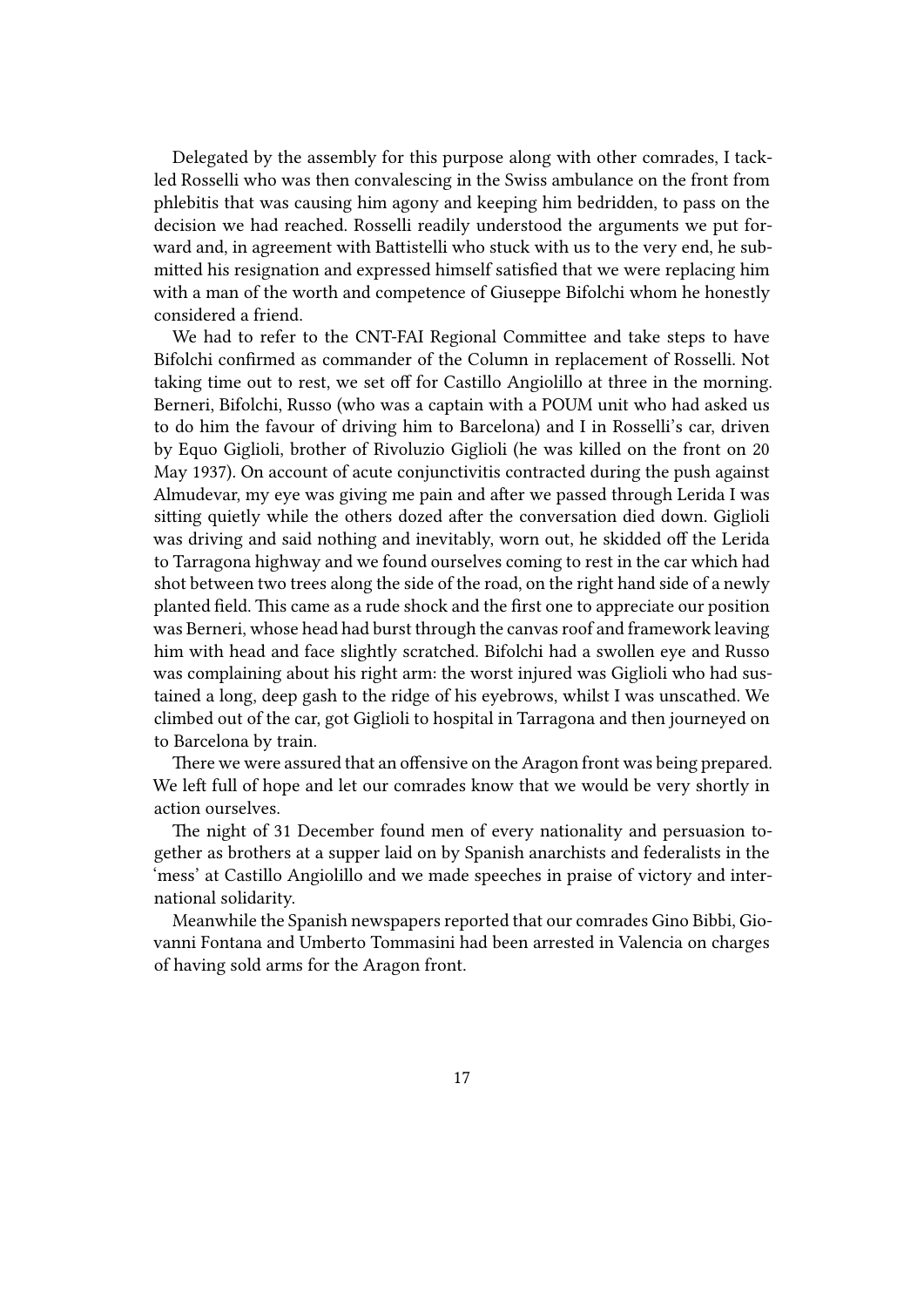Delegated by the assembly for this purpose along with other comrades, I tackled Rosselli who was then convalescing in the Swiss ambulance on the front from phlebitis that was causing him agony and keeping him bedridden, to pass on the decision we had reached. Rosselli readily understood the arguments we put forward and, in agreement with Battistelli who stuck with us to the very end, he submitted his resignation and expressed himself satisfied that we were replacing him with a man of the worth and competence of Giuseppe Bifolchi whom he honestly considered a friend.

We had to refer to the CNT-FAI Regional Committee and take steps to have Bifolchi confirmed as commander of the Column in replacement of Rosselli. Not taking time out to rest, we set off for Castillo Angiolillo at three in the morning. Berneri, Bifolchi, Russo (who was a captain with a POUM unit who had asked us to do him the favour of driving him to Barcelona) and I in Rosselli's car, driven by Equo Giglioli, brother of Rivoluzio Giglioli (he was killed on the front on 20 May 1937). On account of acute conjunctivitis contracted during the push against Almudevar, my eye was giving me pain and after we passed through Lerida I was sitting quietly while the others dozed after the conversation died down. Giglioli was driving and said nothing and inevitably, worn out, he skidded off the Lerida to Tarragona highway and we found ourselves coming to rest in the car which had shot between two trees along the side of the road, on the right hand side of a newly planted field. This came as a rude shock and the first one to appreciate our position was Berneri, whose head had burst through the canvas roof and framework leaving him with head and face slightly scratched. Bifolchi had a swollen eye and Russo was complaining about his right arm: the worst injured was Giglioli who had sustained a long, deep gash to the ridge of his eyebrows, whilst I was unscathed. We climbed out of the car, got Giglioli to hospital in Tarragona and then journeyed on to Barcelona by train.

There we were assured that an offensive on the Aragon front was being prepared. We left full of hope and let our comrades know that we would be very shortly in action ourselves.

The night of 31 December found men of every nationality and persuasion together as brothers at a supper laid on by Spanish anarchists and federalists in the 'mess' at Castillo Angiolillo and we made speeches in praise of victory and international solidarity.

Meanwhile the Spanish newspapers reported that our comrades Gino Bibbi, Giovanni Fontana and Umberto Tommasini had been arrested in Valencia on charges of having sold arms for the Aragon front.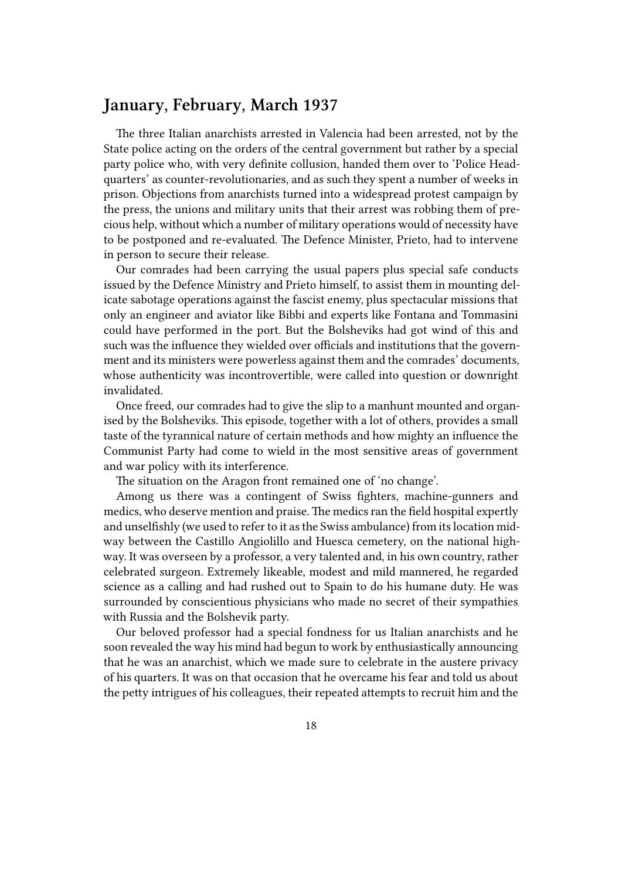## January, February, March 1937

The three Italian anarchists arrested in Valencia had been arrested, not by the State police acting on the orders of the central government but rather by a special party police who, with very definite collusion, handed them over to 'Police Headquarters' as counter-revolutionaries, and as such they spent a number of weeks in prison. Objections from anarchists turned into a widespread protest campaign by the press, the unions and military units that their arrest was robbing them of precious help, without which a number of military operations would of necessity have to be postponed and re-evaluated. The Defence Minister, Prieto, had to intervene in person to secure their release.

Our comrades had been carrying the usual papers plus special safe conducts issued by the Defence Ministry and Prieto himself, to assist them in mounting delicate sabotage operations against the fascist enemy, plus spectacular missions that only an engineer and aviator like Bibbi and experts like Fontana and Tommasini could have performed in the port. But the Bolsheviks had got wind of this and such was the influence they wielded over officials and institutions that the government and its ministers were powerless against them and the comrades' documents, whose authenticity was incontrovertible, were called into question or downright invalidated.

Once freed, our comrades had to give the slip to a manhunt mounted and organised by the Bolsheviks. This episode, together with a lot of others, provides a small taste of the tyrannical nature of certain methods and how mighty an influence the Communist Party had come to wield in the most sensitive areas of government and war policy with its interference.

The situation on the Aragon front remained one of 'no change'.

Among us there was a contingent of Swiss fighters, machine-gunners and medics, who deserve mention and praise. The medics ran the field hospital expertly and unselfishly (we used to refer to it as the Swiss ambulance) from its location midway between the Castillo Angiolillo and Huesca cemetery, on the national highway. It was overseen by a professor, a very talented and, in his own country, rather celebrated surgeon. Extremely likeable, modest and mild mannered, he regarded science as a calling and had rushed out to Spain to do his humane duty. He was surrounded by conscientious physicians who made no secret of their sympathies with Russia and the Bolshevik party.

Our beloved professor had a special fondness for us Italian anarchists and he soon revealed the way his mind had begun to work by enthusiastically announcing that he was an anarchist, which we made sure to celebrate in the austere privacy of his quarters. It was on that occasion that he overcame his fear and told us about the petty intrigues of his colleagues, their repeated attempts to recruit him and the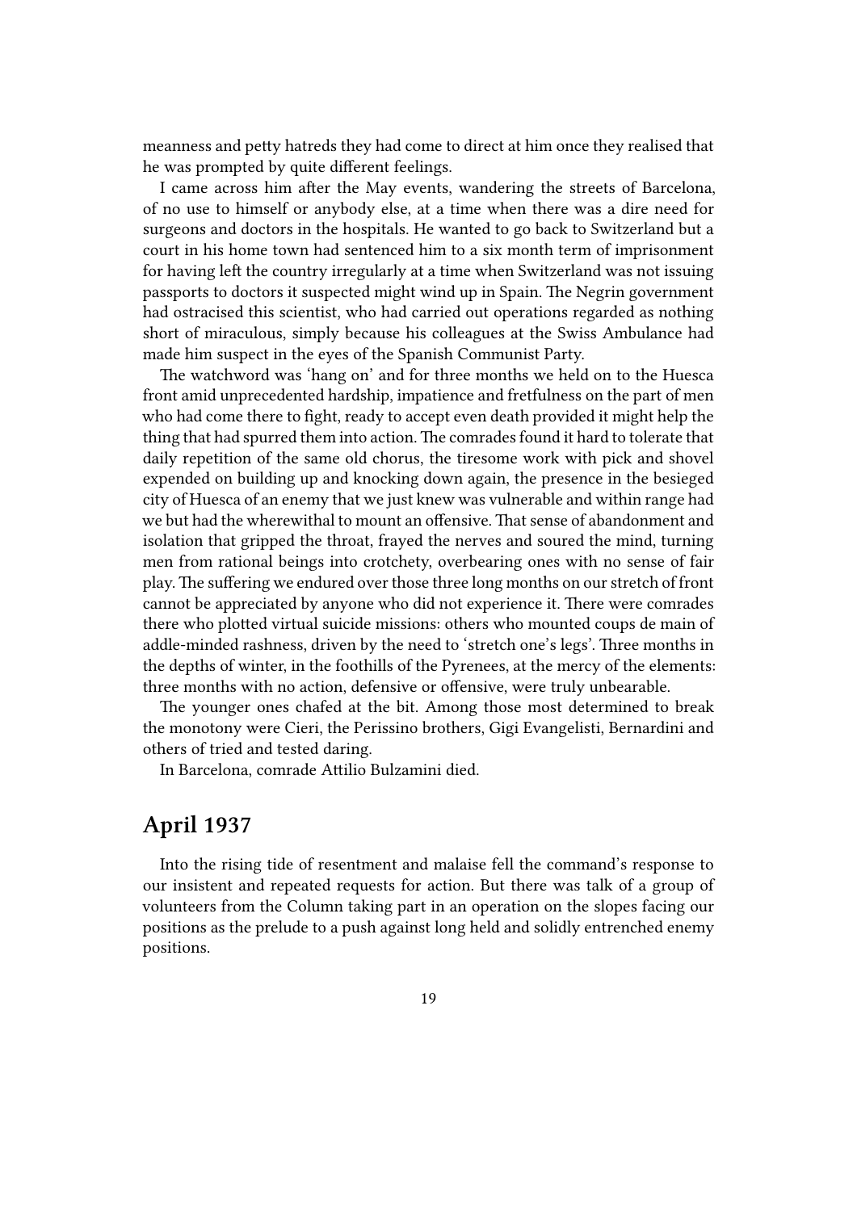meanness and petty hatreds they had come to direct at him once they realised that he was prompted by quite different feelings.

I came across him after the May events, wandering the streets of Barcelona, of no use to himself or anybody else, at a time when there was a dire need for surgeons and doctors in the hospitals. He wanted to go back to Switzerland but a court in his home town had sentenced him to a six month term of imprisonment for having left the country irregularly at a time when Switzerland was not issuing passports to doctors it suspected might wind up in Spain. The Negrin government had ostracised this scientist, who had carried out operations regarded as nothing short of miraculous, simply because his colleagues at the Swiss Ambulance had made him suspect in the eyes of the Spanish Communist Party.

The watchword was 'hang on' and for three months we held on to the Huesca front amid unprecedented hardship, impatience and fretfulness on the part of men who had come there to fight, ready to accept even death provided it might help the thing that had spurred them into action. The comrades found it hard to tolerate that daily repetition of the same old chorus, the tiresome work with pick and shovel expended on building up and knocking down again, the presence in the besieged city of Huesca of an enemy that we just knew was vulnerable and within range had we but had the wherewithal to mount an offensive. That sense of abandonment and isolation that gripped the throat, frayed the nerves and soured the mind, turning men from rational beings into crotchety, overbearing ones with no sense of fair play. The suffering we endured over those three long months on our stretch of front cannot be appreciated by anyone who did not experience it. There were comrades there who plotted virtual suicide missions: others who mounted coups de main of addle-minded rashness, driven by the need to 'stretch one's legs'. Three months in the depths of winter, in the foothills of the Pyrenees, at the mercy of the elements: three months with no action, defensive or offensive, were truly unbearable.

The younger ones chafed at the bit. Among those most determined to break the monotony were Cieri, the Perissino brothers, Gigi Evangelisti, Bernardini and others of tried and tested daring.

In Barcelona, comrade Attilio Bulzamini died.

## April 1937

Into the rising tide of resentment and malaise fell the command's response to our insistent and repeated requests for action. But there was talk of a group of volunteers from the Column taking part in an operation on the slopes facing our positions as the prelude to a push against long held and solidly entrenched enemy positions.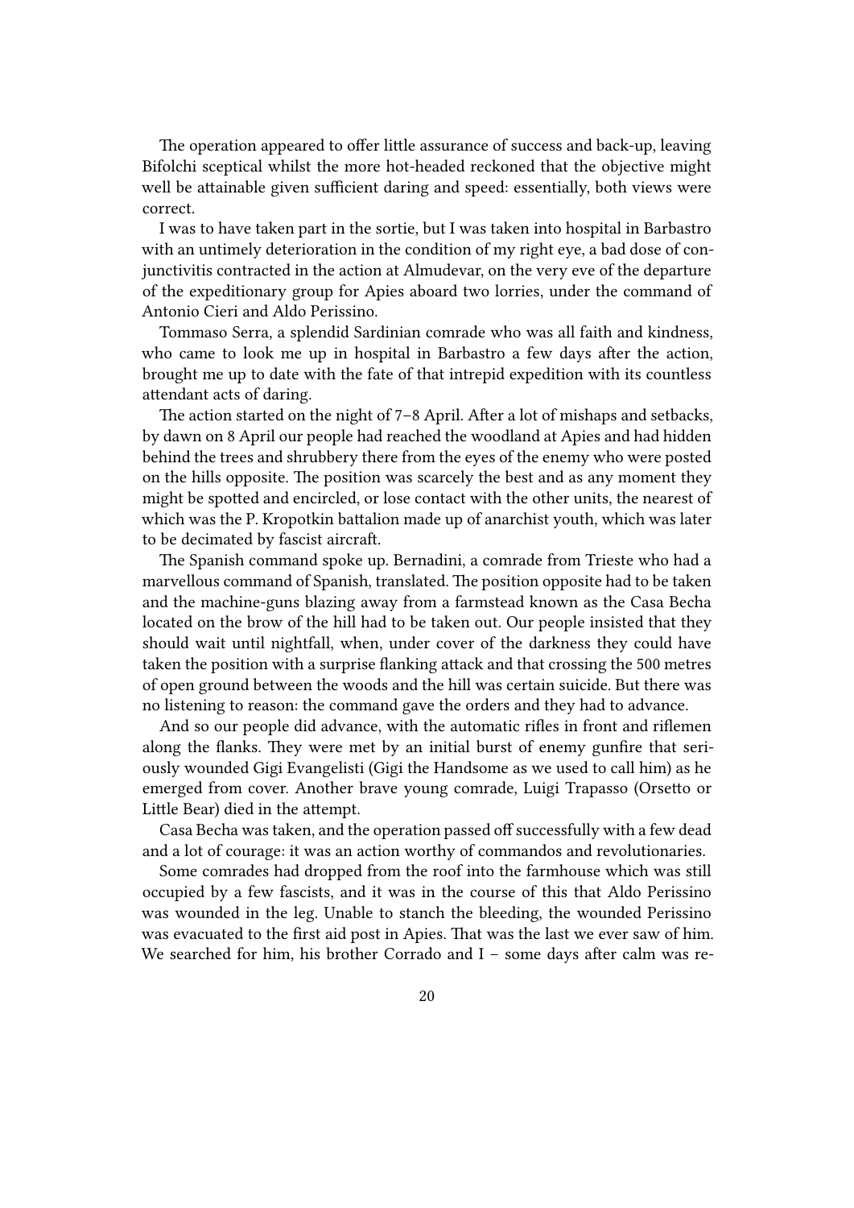The operation appeared to offer little assurance of success and back-up, leaving Bifolchi sceptical whilst the more hot-headed reckoned that the objective might well be attainable given sufficient daring and speed: essentially, both views were correct.

I was to have taken part in the sortie, but I was taken into hospital in Barbastro with an untimely deterioration in the condition of my right eye, a bad dose of conjunctivitis contracted in the action at Almudevar, on the very eve of the departure of the expeditionary group for Apies aboard two lorries, under the command of Antonio Cieri and Aldo Perissino.

Tommaso Serra, a splendid Sardinian comrade who was all faith and kindness, who came to look me up in hospital in Barbastro a few days after the action, brought me up to date with the fate of that intrepid expedition with its countless attendant acts of daring.

The action started on the night of 7–8 April. After a lot of mishaps and setbacks, by dawn on 8 April our people had reached the woodland at Apies and had hidden behind the trees and shrubbery there from the eyes of the enemy who were posted on the hills opposite. The position was scarcely the best and as any moment they might be spotted and encircled, or lose contact with the other units, the nearest of which was the P. Kropotkin battalion made up of anarchist youth, which was later to be decimated by fascist aircraft.

The Spanish command spoke up. Bernadini, a comrade from Trieste who had a marvellous command of Spanish, translated. The position opposite had to be taken and the machine-guns blazing away from a farmstead known as the Casa Becha located on the brow of the hill had to be taken out. Our people insisted that they should wait until nightfall, when, under cover of the darkness they could have taken the position with a surprise flanking attack and that crossing the 500 metres of open ground between the woods and the hill was certain suicide. But there was no listening to reason: the command gave the orders and they had to advance.

And so our people did advance, with the automatic rifles in front and riflemen along the flanks. They were met by an initial burst of enemy gunfire that seriously wounded Gigi Evangelisti (Gigi the Handsome as we used to call him) as he emerged from cover. Another brave young comrade, Luigi Trapasso (Orsetto or Little Bear) died in the attempt.

Casa Becha was taken, and the operation passed off successfully with a few dead and a lot of courage: it was an action worthy of commandos and revolutionaries.

Some comrades had dropped from the roof into the farmhouse which was still occupied by a few fascists, and it was in the course of this that Aldo Perissino was wounded in the leg. Unable to stanch the bleeding, the wounded Perissino was evacuated to the first aid post in Apies. That was the last we ever saw of him. We searched for him, his brother Corrado and I – some days after calm was re-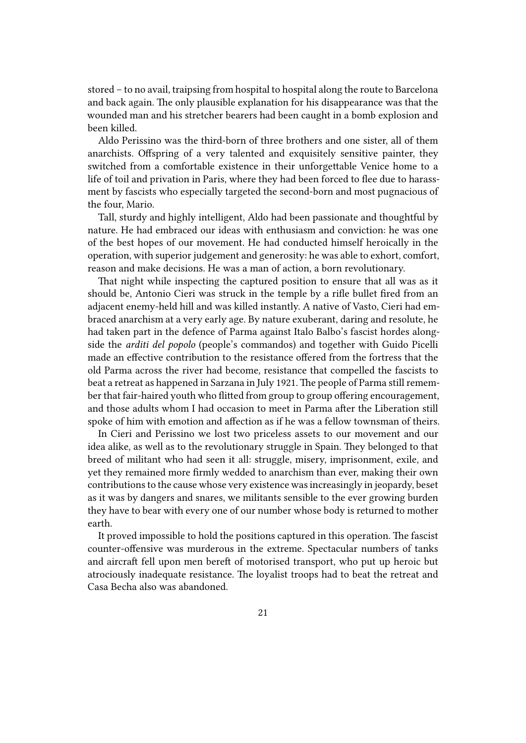stored – to no avail, traipsing from hospital to hospital along the route to Barcelona and back again. The only plausible explanation for his disappearance was that the wounded man and his stretcher bearers had been caught in a bomb explosion and been killed.

Aldo Perissino was the third-born of three brothers and one sister, all of them anarchists. Offspring of a very talented and exquisitely sensitive painter, they switched from a comfortable existence in their unforgettable Venice home to a life of toil and privation in Paris, where they had been forced to flee due to harassment by fascists who especially targeted the second-born and most pugnacious of the four, Mario.

Tall, sturdy and highly intelligent, Aldo had been passionate and thoughtful by nature. He had embraced our ideas with enthusiasm and conviction: he was one of the best hopes of our movement. He had conducted himself heroically in the operation, with superior judgement and generosity: he was able to exhort, comfort, reason and make decisions. He was a man of action, a born revolutionary.

That night while inspecting the captured position to ensure that all was as it should be, Antonio Cieri was struck in the temple by a rifle bullet fired from an adjacent enemy-held hill and was killed instantly. A native of Vasto, Cieri had embraced anarchism at a very early age. By nature exuberant, daring and resolute, he had taken part in the defence of Parma against Italo Balbo's fascist hordes alongside the *arditi del popolo* (people's commandos) and together with Guido Picelli made an effective contribution to the resistance offered from the fortress that the old Parma across the river had become, resistance that compelled the fascists to beat a retreat as happened in Sarzana in July 1921. The people of Parma still remember that fair-haired youth who flitted from group to group offering encouragement, and those adults whom I had occasion to meet in Parma after the Liberation still spoke of him with emotion and affection as if he was a fellow townsman of theirs.

In Cieri and Perissino we lost two priceless assets to our movement and our idea alike, as well as to the revolutionary struggle in Spain. They belonged to that breed of militant who had seen it all: struggle, misery, imprisonment, exile, and yet they remained more firmly wedded to anarchism than ever, making their own contributions to the cause whose very existence was increasingly in jeopardy, beset as it was by dangers and snares, we militants sensible to the ever growing burden they have to bear with every one of our number whose body is returned to mother earth.

It proved impossible to hold the positions captured in this operation. The fascist counter-offensive was murderous in the extreme. Spectacular numbers of tanks and aircraft fell upon men bereft of motorised transport, who put up heroic but atrociously inadequate resistance. The loyalist troops had to beat the retreat and Casa Becha also was abandoned.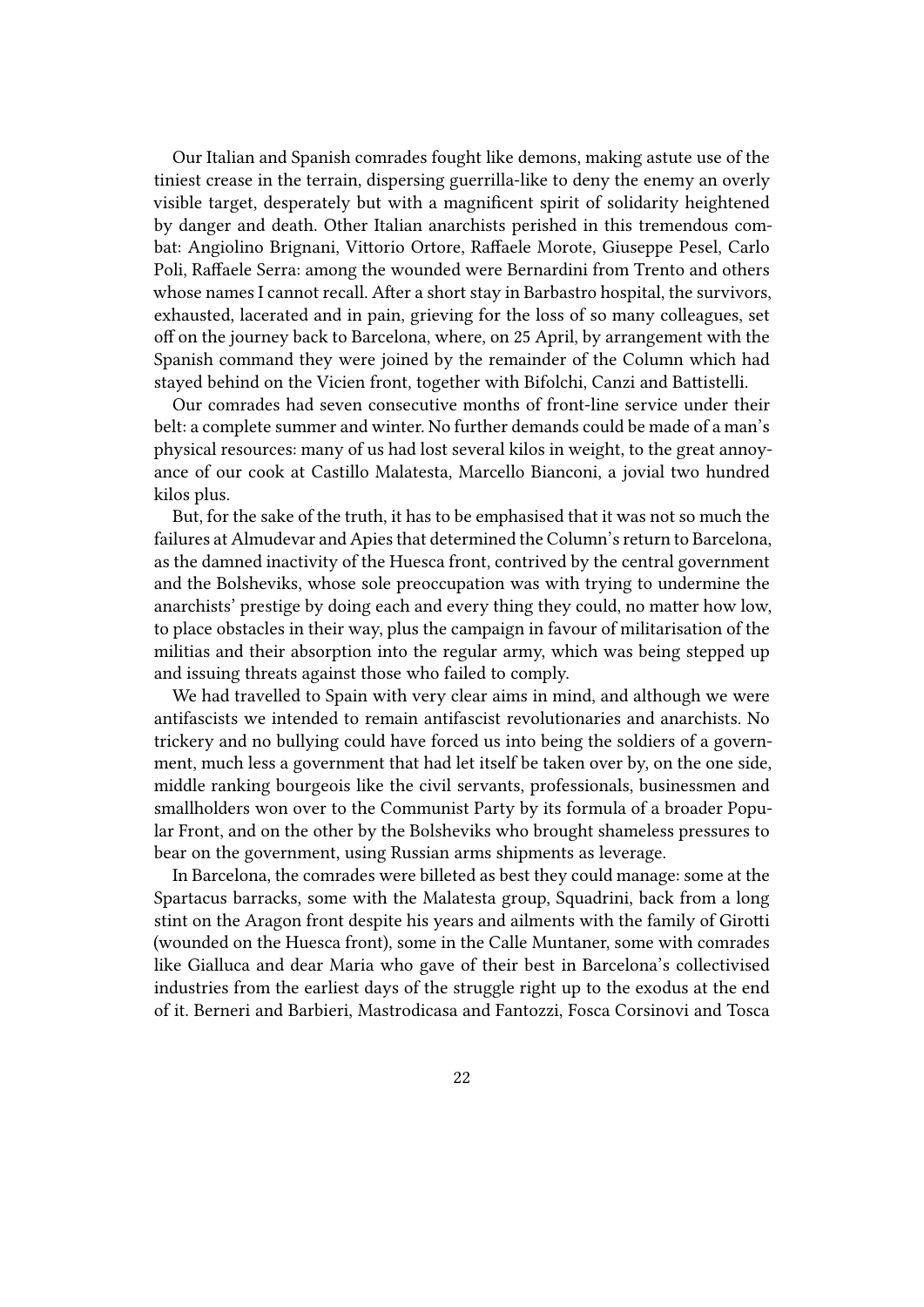Our Italian and Spanish comrades fought like demons, making astute use of the tiniest crease in the terrain, dispersing guerrilla-like to deny the enemy an overly visible target, desperately but with a magnificent spirit of solidarity heightened by danger and death. Other Italian anarchists perished in this tremendous combat: Angiolino Brignani, Vittorio Ortore, Raffaele Morote, Giuseppe Pesel, Carlo Poli, Raffaele Serra: among the wounded were Bernardini from Trento and others whose names I cannot recall. After a short stay in Barbastro hospital, the survivors, exhausted, lacerated and in pain, grieving for the loss of so many colleagues, set off on the journey back to Barcelona, where, on 25 April, by arrangement with the Spanish command they were joined by the remainder of the Column which had stayed behind on the Vicien front, together with Bifolchi, Canzi and Battistelli.

Our comrades had seven consecutive months of front-line service under their belt: a complete summer and winter. No further demands could be made of a man's physical resources: many of us had lost several kilos in weight, to the great annoyance of our cook at Castillo Malatesta, Marcello Bianconi, a jovial two hundred kilos plus.

But, for the sake of the truth, it has to be emphasised that it was not so much the failures at Almudevar and Apies that determined the Column's return to Barcelona, as the damned inactivity of the Huesca front, contrived by the central government and the Bolsheviks, whose sole preoccupation was with trying to undermine the anarchists' prestige by doing each and every thing they could, no matter how low, to place obstacles in their way, plus the campaign in favour of militarisation of the militias and their absorption into the regular army, which was being stepped up and issuing threats against those who failed to comply.

We had travelled to Spain with very clear aims in mind, and although we were antifascists we intended to remain antifascist revolutionaries and anarchists. No trickery and no bullying could have forced us into being the soldiers of a government, much less a government that had let itself be taken over by, on the one side, middle ranking bourgeois like the civil servants, professionals, businessmen and smallholders won over to the Communist Party by its formula of a broader Popular Front, and on the other by the Bolsheviks who brought shameless pressures to bear on the government, using Russian arms shipments as leverage.

In Barcelona, the comrades were billeted as best they could manage: some at the Spartacus barracks, some with the Malatesta group, Squadrini, back from a long stint on the Aragon front despite his years and ailments with the family of Girotti (wounded on the Huesca front), some in the Calle Muntaner, some with comrades like Gialluca and dear Maria who gave of their best in Barcelona's collectivised industries from the earliest days of the struggle right up to the exodus at the end of it. Berneri and Barbieri, Mastrodicasa and Fantozzi, Fosca Corsinovi and Tosca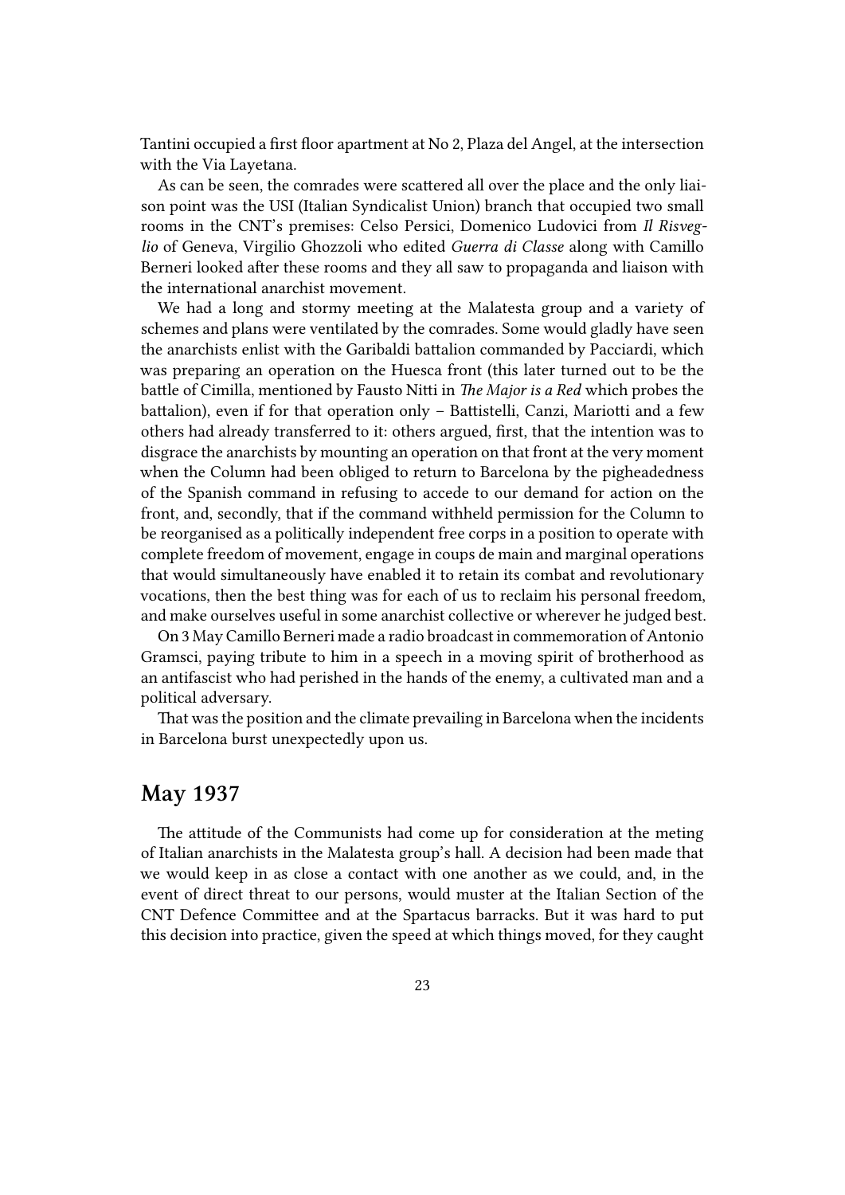Tantini occupied a first floor apartment at No 2, Plaza del Angel, at the intersection with the Via Layetana.

As can be seen, the comrades were scattered all over the place and the only liaison point was the USI (Italian Syndicalist Union) branch that occupied two small rooms in the CNT's premises: Celso Persici, Domenico Ludovici from *Il Risveglio* of Geneva, Virgilio Ghozzoli who edited *Guerra di Classe* along with Camillo Berneri looked after these rooms and they all saw to propaganda and liaison with the international anarchist movement.

We had a long and stormy meeting at the Malatesta group and a variety of schemes and plans were ventilated by the comrades. Some would gladly have seen the anarchists enlist with the Garibaldi battalion commanded by Pacciardi, which was preparing an operation on the Huesca front (this later turned out to be the battle of Cimilla, mentioned by Fausto Nitti in *The Major is a Red* which probes the battalion), even if for that operation only – Battistelli, Canzi, Mariotti and a few others had already transferred to it: others argued, first, that the intention was to disgrace the anarchists by mounting an operation on that front at the very moment when the Column had been obliged to return to Barcelona by the pigheadedness of the Spanish command in refusing to accede to our demand for action on the front, and, secondly, that if the command withheld permission for the Column to be reorganised as a politically independent free corps in a position to operate with complete freedom of movement, engage in coups de main and marginal operations that would simultaneously have enabled it to retain its combat and revolutionary vocations, then the best thing was for each of us to reclaim his personal freedom, and make ourselves useful in some anarchist collective or wherever he judged best.

On 3 May Camillo Berneri made a radio broadcast in commemoration of Antonio Gramsci, paying tribute to him in a speech in a moving spirit of brotherhood as an antifascist who had perished in the hands of the enemy, a cultivated man and a political adversary.

That was the position and the climate prevailing in Barcelona when the incidents in Barcelona burst unexpectedly upon us.

## May 1937

The attitude of the Communists had come up for consideration at the meting of Italian anarchists in the Malatesta group's hall. A decision had been made that we would keep in as close a contact with one another as we could, and, in the event of direct threat to our persons, would muster at the Italian Section of the CNT Defence Committee and at the Spartacus barracks. But it was hard to put this decision into practice, given the speed at which things moved, for they caught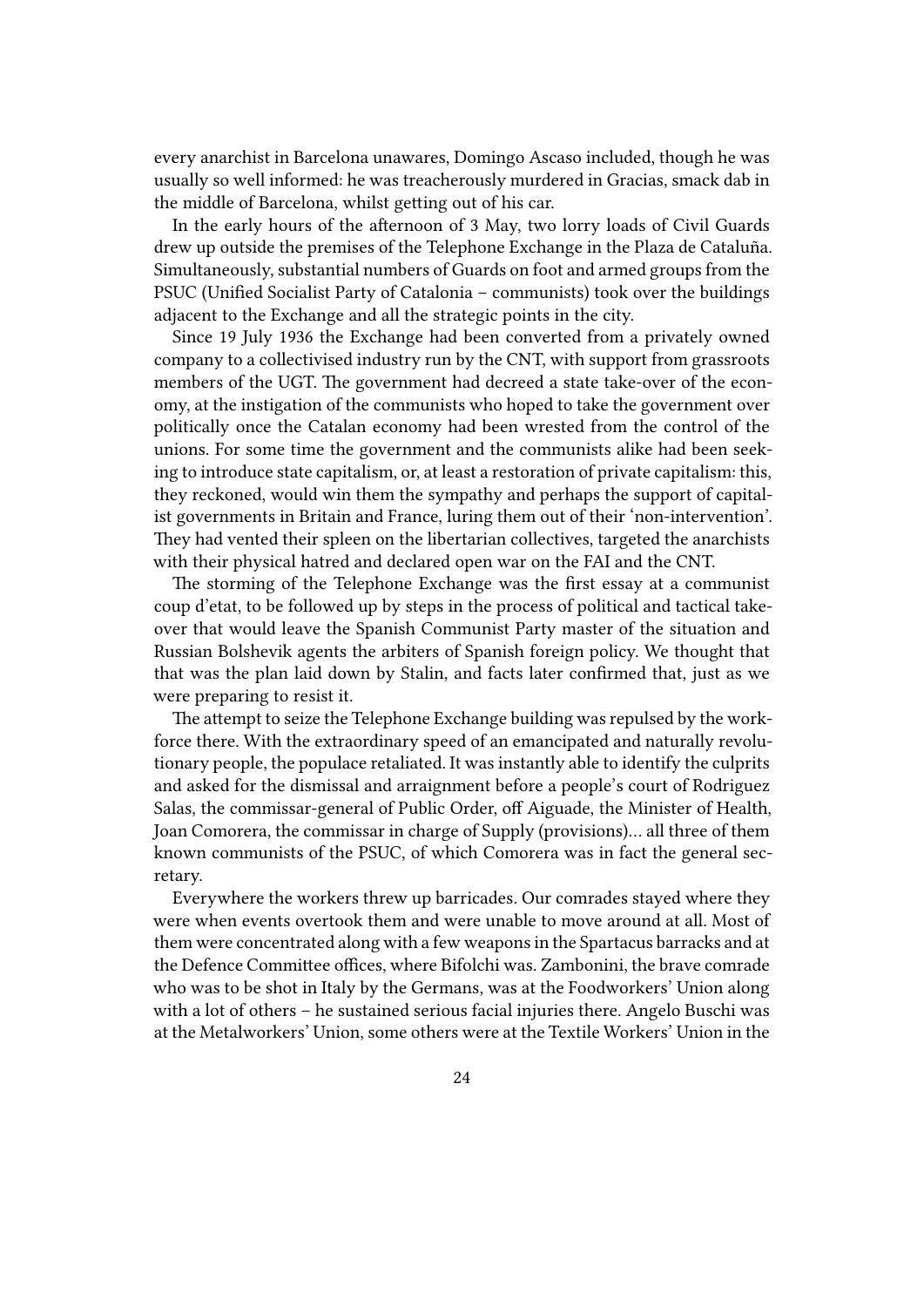every anarchist in Barcelona unawares, Domingo Ascaso included, though he was usually so well informed: he was treacherously murdered in Gracias, smack dab in the middle of Barcelona, whilst getting out of his car.

In the early hours of the afternoon of 3 May, two lorry loads of Civil Guards drew up outside the premises of the Telephone Exchange in the Plaza de Cataluña. Simultaneously, substantial numbers of Guards on foot and armed groups from the PSUC (Unified Socialist Party of Catalonia – communists) took over the buildings adjacent to the Exchange and all the strategic points in the city.

Since 19 July 1936 the Exchange had been converted from a privately owned company to a collectivised industry run by the CNT, with support from grassroots members of the UGT. The government had decreed a state take-over of the economy, at the instigation of the communists who hoped to take the government over politically once the Catalan economy had been wrested from the control of the unions. For some time the government and the communists alike had been seeking to introduce state capitalism, or, at least a restoration of private capitalism: this, they reckoned, would win them the sympathy and perhaps the support of capitalist governments in Britain and France, luring them out of their 'non-intervention'. They had vented their spleen on the libertarian collectives, targeted the anarchists with their physical hatred and declared open war on the FAI and the CNT.

The storming of the Telephone Exchange was the first essay at a communist coup d'etat, to be followed up by steps in the process of political and tactical takeover that would leave the Spanish Communist Party master of the situation and Russian Bolshevik agents the arbiters of Spanish foreign policy. We thought that that was the plan laid down by Stalin, and facts later confirmed that, just as we were preparing to resist it.

The attempt to seize the Telephone Exchange building was repulsed by the workforce there. With the extraordinary speed of an emancipated and naturally revolutionary people, the populace retaliated. It was instantly able to identify the culprits and asked for the dismissal and arraignment before a people's court of Rodriguez Salas, the commissar-general of Public Order, off Aiguade, the Minister of Health, Joan Comorera, the commissar in charge of Supply (provisions)… all three of them known communists of the PSUC, of which Comorera was in fact the general secretary.

Everywhere the workers threw up barricades. Our comrades stayed where they were when events overtook them and were unable to move around at all. Most of them were concentrated along with a few weapons in the Spartacus barracks and at the Defence Committee offices, where Bifolchi was. Zambonini, the brave comrade who was to be shot in Italy by the Germans, was at the Foodworkers' Union along with a lot of others – he sustained serious facial injuries there. Angelo Buschi was at the Metalworkers' Union, some others were at the Textile Workers' Union in the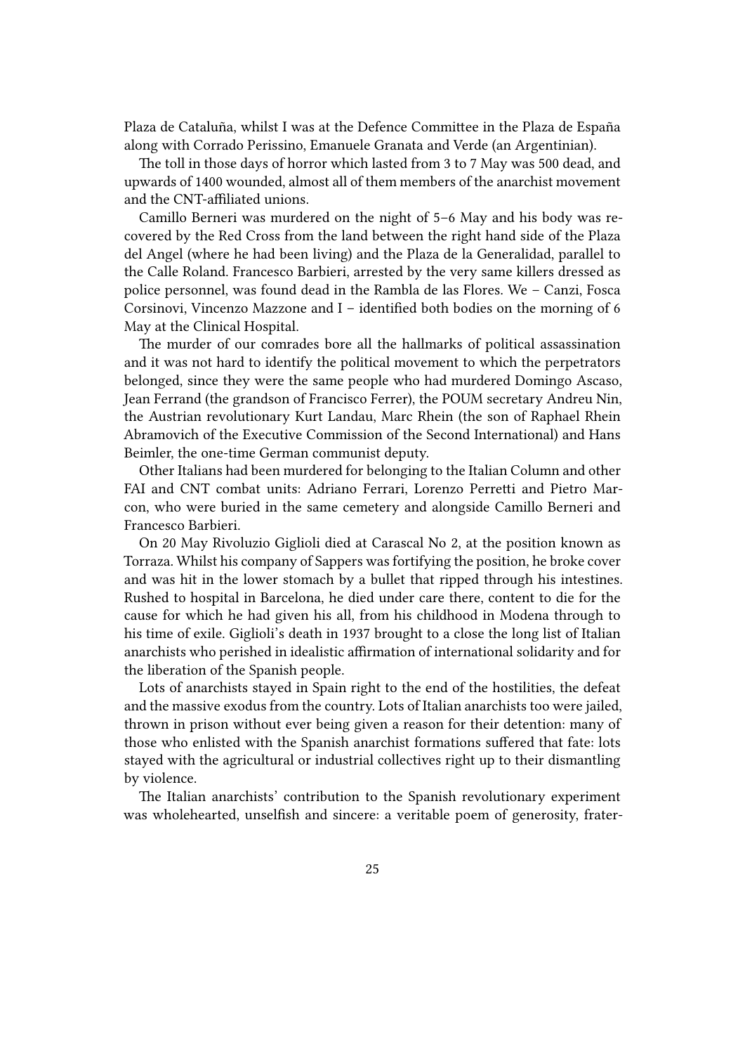Plaza de Cataluña, whilst I was at the Defence Committee in the Plaza de España along with Corrado Perissino, Emanuele Granata and Verde (an Argentinian).

The toll in those days of horror which lasted from 3 to 7 May was 500 dead, and upwards of 1400 wounded, almost all of them members of the anarchist movement and the CNT-affiliated unions.

Camillo Berneri was murdered on the night of 5–6 May and his body was recovered by the Red Cross from the land between the right hand side of the Plaza del Angel (where he had been living) and the Plaza de la Generalidad, parallel to the Calle Roland. Francesco Barbieri, arrested by the very same killers dressed as police personnel, was found dead in the Rambla de las Flores. We – Canzi, Fosca Corsinovi, Vincenzo Mazzone and I – identified both bodies on the morning of 6 May at the Clinical Hospital.

The murder of our comrades bore all the hallmarks of political assassination and it was not hard to identify the political movement to which the perpetrators belonged, since they were the same people who had murdered Domingo Ascaso, Jean Ferrand (the grandson of Francisco Ferrer), the POUM secretary Andreu Nin, the Austrian revolutionary Kurt Landau, Marc Rhein (the son of Raphael Rhein Abramovich of the Executive Commission of the Second International) and Hans Beimler, the one-time German communist deputy.

Other Italians had been murdered for belonging to the Italian Column and other FAI and CNT combat units: Adriano Ferrari, Lorenzo Perretti and Pietro Marcon, who were buried in the same cemetery and alongside Camillo Berneri and Francesco Barbieri.

On 20 May Rivoluzio Giglioli died at Carascal No 2, at the position known as Torraza. Whilst his company of Sappers was fortifying the position, he broke cover and was hit in the lower stomach by a bullet that ripped through his intestines. Rushed to hospital in Barcelona, he died under care there, content to die for the cause for which he had given his all, from his childhood in Modena through to his time of exile. Giglioli's death in 1937 brought to a close the long list of Italian anarchists who perished in idealistic affirmation of international solidarity and for the liberation of the Spanish people.

Lots of anarchists stayed in Spain right to the end of the hostilities, the defeat and the massive exodus from the country. Lots of Italian anarchists too were jailed, thrown in prison without ever being given a reason for their detention: many of those who enlisted with the Spanish anarchist formations suffered that fate: lots stayed with the agricultural or industrial collectives right up to their dismantling by violence.

The Italian anarchists' contribution to the Spanish revolutionary experiment was wholehearted, unselfish and sincere: a veritable poem of generosity, frater-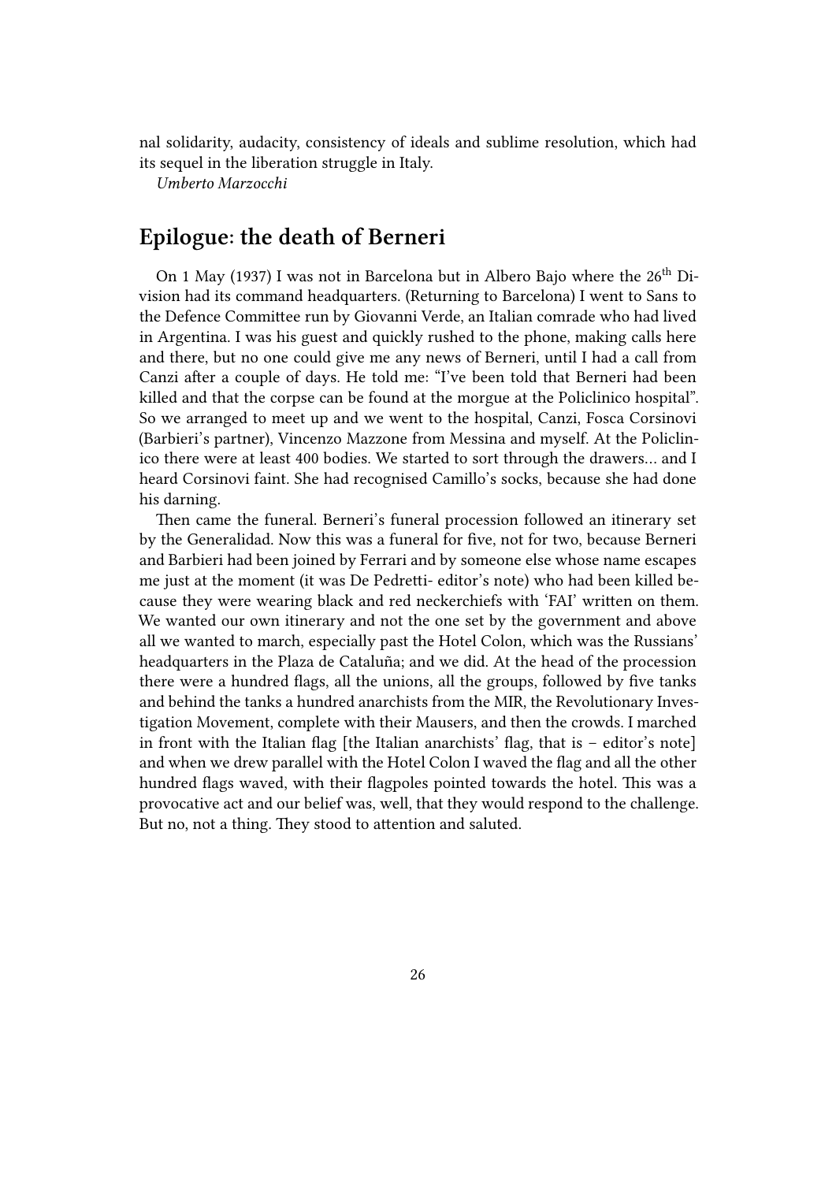nal solidarity, audacity, consistency of ideals and sublime resolution, which had its sequel in the liberation struggle in Italy.

*Umberto Marzocchi*

## Epilogue: the death of Berneri

On 1 May (1937) I was not in Barcelona but in Albero Bajo where the 26th Division had its command headquarters. (Returning to Barcelona) I went to Sans to the Defence Committee run by Giovanni Verde, an Italian comrade who had lived in Argentina. I was his guest and quickly rushed to the phone, making calls here and there, but no one could give me any news of Berneri, until I had a call from Canzi after a couple of days. He told me: "I've been told that Berneri had been killed and that the corpse can be found at the morgue at the Policlinico hospital". So we arranged to meet up and we went to the hospital, Canzi, Fosca Corsinovi (Barbieri's partner), Vincenzo Mazzone from Messina and myself. At the Policlinico there were at least 400 bodies. We started to sort through the drawers… and I heard Corsinovi faint. She had recognised Camillo's socks, because she had done his darning.

Then came the funeral. Berneri's funeral procession followed an itinerary set by the Generalidad. Now this was a funeral for five, not for two, because Berneri and Barbieri had been joined by Ferrari and by someone else whose name escapes me just at the moment (it was De Pedretti- editor's note) who had been killed because they were wearing black and red neckerchiefs with 'FAI' written on them. We wanted our own itinerary and not the one set by the government and above all we wanted to march, especially past the Hotel Colon, which was the Russians' headquarters in the Plaza de Cataluña; and we did. At the head of the procession there were a hundred flags, all the unions, all the groups, followed by five tanks and behind the tanks a hundred anarchists from the MIR, the Revolutionary Investigation Movement, complete with their Mausers, and then the crowds. I marched in front with the Italian flag [the Italian anarchists' flag, that is – editor's note] and when we drew parallel with the Hotel Colon I waved the flag and all the other hundred flags waved, with their flagpoles pointed towards the hotel. This was a provocative act and our belief was, well, that they would respond to the challenge. But no, not a thing. They stood to attention and saluted.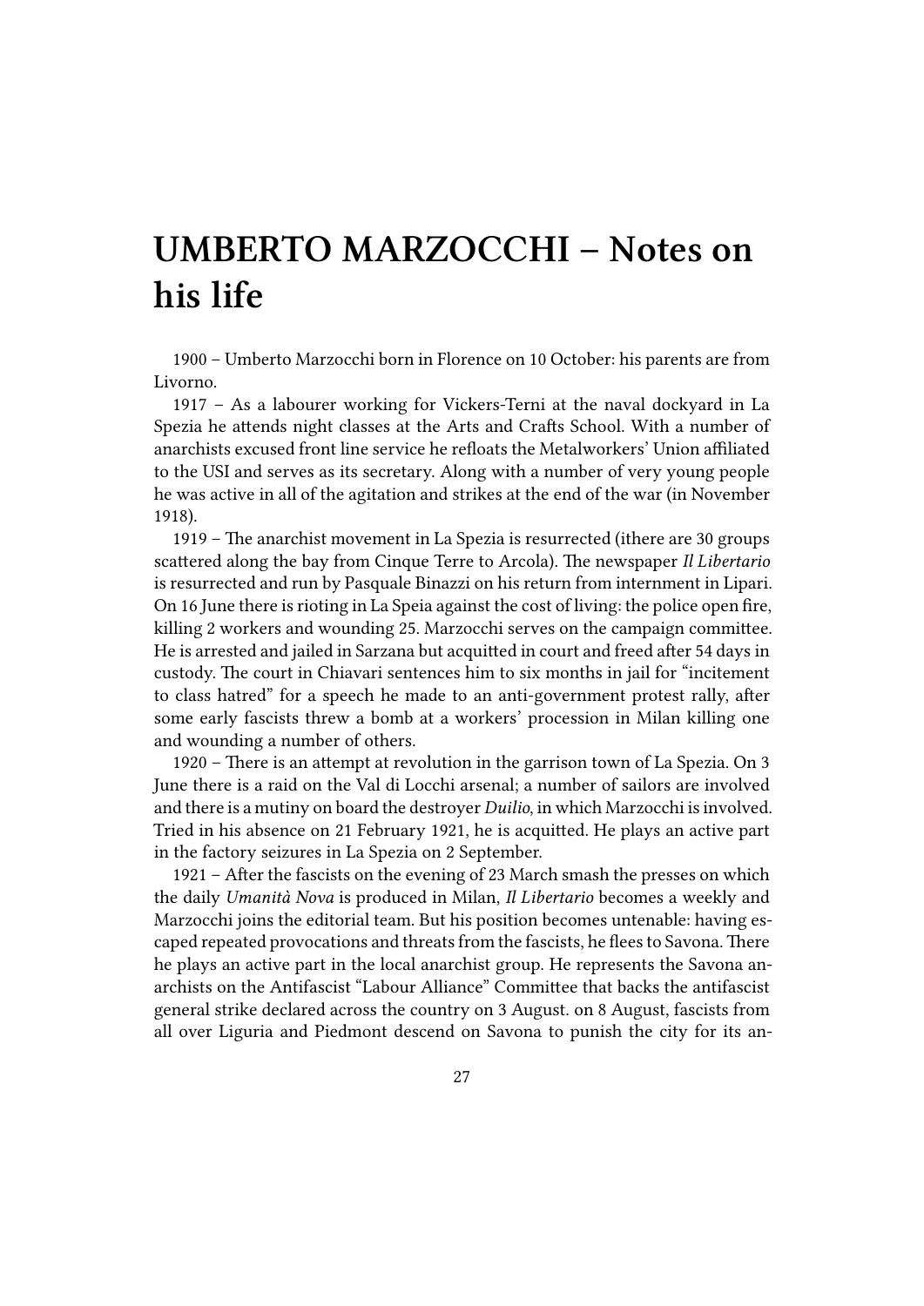# UMBERTO MARZOCCHI – Notes on his life

1900 – Umberto Marzocchi born in Florence on 10 October: his parents are from Livorno.

1917 – As a labourer working for Vickers-Terni at the naval dockyard in La Spezia he attends night classes at the Arts and Crafts School. With a number of anarchists excused front line service he refloats the Metalworkers' Union affiliated to the USI and serves as its secretary. Along with a number of very young people he was active in all of the agitation and strikes at the end of the war (in November 1918).

1919 – The anarchist movement in La Spezia is resurrected (ithere are 30 groups scattered along the bay from Cinque Terre to Arcola). The newspaper *Il Libertario* is resurrected and run by Pasquale Binazzi on his return from internment in Lipari. On 16 June there is rioting in La Speia against the cost of living: the police open fire, killing 2 workers and wounding 25. Marzocchi serves on the campaign committee. He is arrested and jailed in Sarzana but acquitted in court and freed after 54 days in custody. The court in Chiavari sentences him to six months in jail for "incitement to class hatred" for a speech he made to an anti-government protest rally, after some early fascists threw a bomb at a workers' procession in Milan killing one and wounding a number of others.

1920 – There is an attempt at revolution in the garrison town of La Spezia. On 3 June there is a raid on the Val di Locchi arsenal; a number of sailors are involved and there is a mutiny on board the destroyer *Duilio*, in which Marzocchi is involved. Tried in his absence on 21 February 1921, he is acquitted. He plays an active part in the factory seizures in La Spezia on 2 September.

1921 – After the fascists on the evening of 23 March smash the presses on which the daily *Umanità Nova* is produced in Milan, *Il Libertario* becomes a weekly and Marzocchi joins the editorial team. But his position becomes untenable: having escaped repeated provocations and threats from the fascists, he flees to Savona. There he plays an active part in the local anarchist group. He represents the Savona anarchists on the Antifascist "Labour Alliance" Committee that backs the antifascist general strike declared across the country on 3 August. on 8 August, fascists from all over Liguria and Piedmont descend on Savona to punish the city for its an-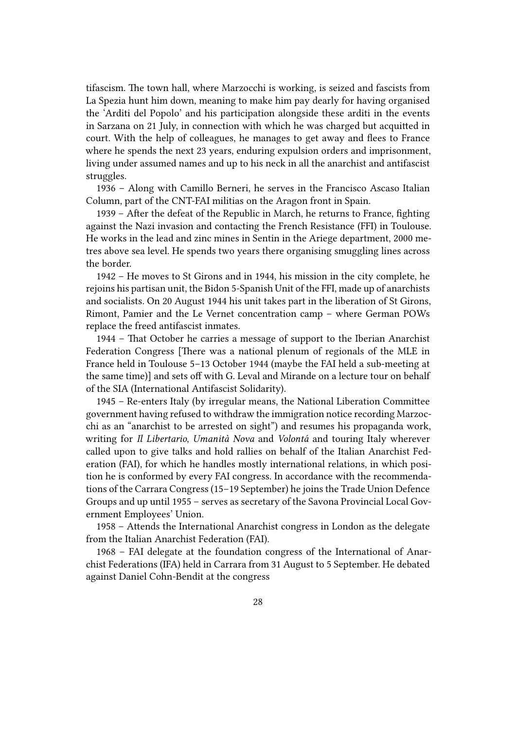tifascism. The town hall, where Marzocchi is working, is seized and fascists from La Spezia hunt him down, meaning to make him pay dearly for having organised the 'Arditi del Popolo' and his participation alongside these arditi in the events in Sarzana on 21 July, in connection with which he was charged but acquitted in court. With the help of colleagues, he manages to get away and flees to France where he spends the next 23 years, enduring expulsion orders and imprisonment, living under assumed names and up to his neck in all the anarchist and antifascist struggles.

1936 – Along with Camillo Berneri, he serves in the Francisco Ascaso Italian Column, part of the CNT-FAI militias on the Aragon front in Spain.

1939 – After the defeat of the Republic in March, he returns to France, fighting against the Nazi invasion and contacting the French Resistance (FFI) in Toulouse. He works in the lead and zinc mines in Sentin in the Ariege department, 2000 metres above sea level. He spends two years there organising smuggling lines across the border.

1942 – He moves to St Girons and in 1944, his mission in the city complete, he rejoins his partisan unit, the Bidon 5-Spanish Unit of the FFI, made up of anarchists and socialists. On 20 August 1944 his unit takes part in the liberation of St Girons, Rimont, Pamier and the Le Vernet concentration camp – where German POWs replace the freed antifascist inmates.

1944 – That October he carries a message of support to the Iberian Anarchist Federation Congress [There was a national plenum of regionals of the MLE in France held in Toulouse 5–13 October 1944 (maybe the FAI held a sub-meeting at the same time)] and sets off with G. Leval and Mirande on a lecture tour on behalf of the SIA (International Antifascist Solidarity).

1945 – Re-enters Italy (by irregular means, the National Liberation Committee government having refused to withdraw the immigration notice recording Marzocchi as an "anarchist to be arrested on sight") and resumes his propaganda work, writing for *Il Libertario*, *Umanità Nova* and *Volontá* and touring Italy wherever called upon to give talks and hold rallies on behalf of the Italian Anarchist Federation (FAI), for which he handles mostly international relations, in which position he is conformed by every FAI congress. In accordance with the recommendations of the Carrara Congress (15–19 September) he joins the Trade Union Defence Groups and up until 1955 – serves as secretary of the Savona Provincial Local Government Employees' Union.

1958 – Attends the International Anarchist congress in London as the delegate from the Italian Anarchist Federation (FAI).

1968 – FAI delegate at the foundation congress of the International of Anarchist Federations (IFA) held in Carrara from 31 August to 5 September. He debated against Daniel Cohn-Bendit at the congress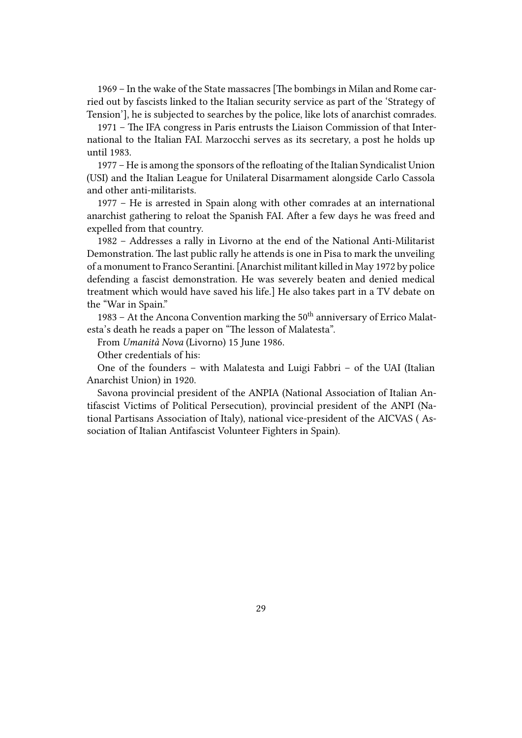1969 – In the wake of the State massacres [The bombings in Milan and Rome carried out by fascists linked to the Italian security service as part of the 'Strategy of Tension'], he is subjected to searches by the police, like lots of anarchist comrades.

1971 – The IFA congress in Paris entrusts the Liaison Commission of that International to the Italian FAI. Marzocchi serves as its secretary, a post he holds up until 1983.

1977 – He is among the sponsors of the refloating of the Italian Syndicalist Union (USI) and the Italian League for Unilateral Disarmament alongside Carlo Cassola and other anti-militarists.

1977 – He is arrested in Spain along with other comrades at an international anarchist gathering to reloat the Spanish FAI. After a few days he was freed and expelled from that country.

1982 – Addresses a rally in Livorno at the end of the National Anti-Militarist Demonstration. The last public rally he attends is one in Pisa to mark the unveiling of a monument to Franco Serantini. [Anarchist militant killed in May 1972 by police defending a fascist demonstration. He was severely beaten and denied medical treatment which would have saved his life.] He also takes part in a TV debate on the "War in Spain."

1983 – At the Ancona Convention marking the 50th anniversary of Errico Malatesta's death he reads a paper on "The lesson of Malatesta".

From *Umanità Nova* (Livorno) 15 June 1986.

Other credentials of his:

One of the founders – with Malatesta and Luigi Fabbri – of the UAI (Italian Anarchist Union) in 1920.

Savona provincial president of the ANPIA (National Association of Italian Antifascist Victims of Political Persecution), provincial president of the ANPI (National Partisans Association of Italy), national vice-president of the AICVAS ( Association of Italian Antifascist Volunteer Fighters in Spain).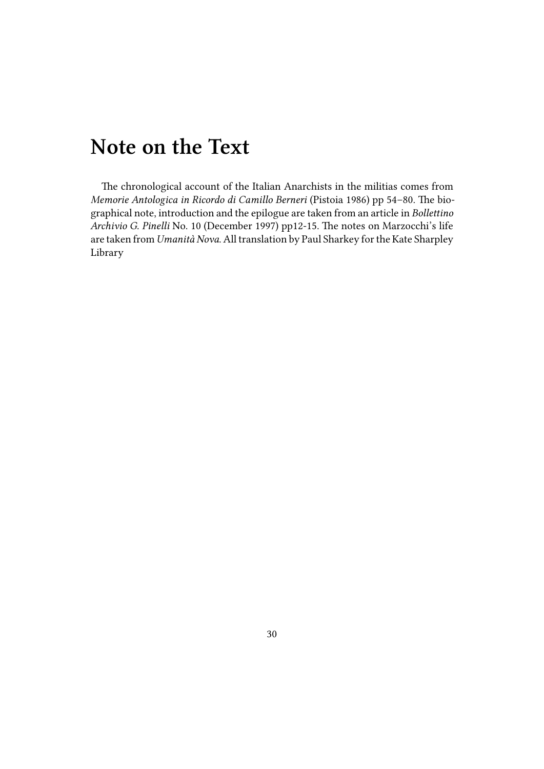# Note on the Text

The chronological account of the Italian Anarchists in the militias comes from *Memorie Antologica in Ricordo di Camillo Berneri* (Pistoia 1986) pp 54–80. The biographical note, introduction and the epilogue are taken from an article in *Bollettino Archivio G. Pinelli* No. 10 (December 1997) pp12-15. The notes on Marzocchi's life are taken from *Umanità Nova*. All translation by Paul Sharkey for the Kate Sharpley Library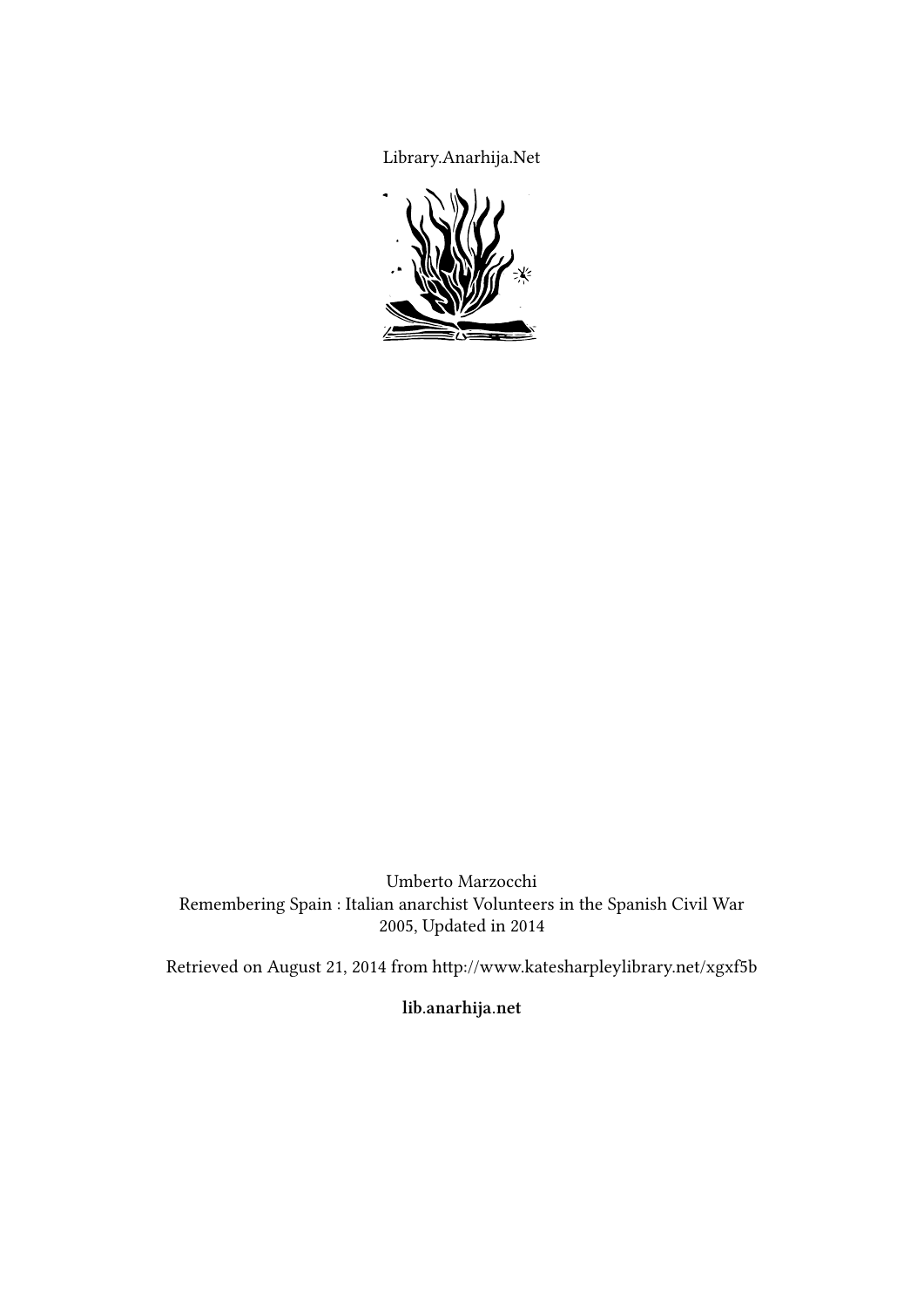Library.Anarhija.Net

Umberto Marzocchi
Remembering Spain : Italian anarchist Volunteers in the Spanish Civil War
2005, Updated in 2014

Retrieved on August 21, 2014 from http://www.katesharpleylibrary.net/xgxf5b

**lib.anarhija.net**